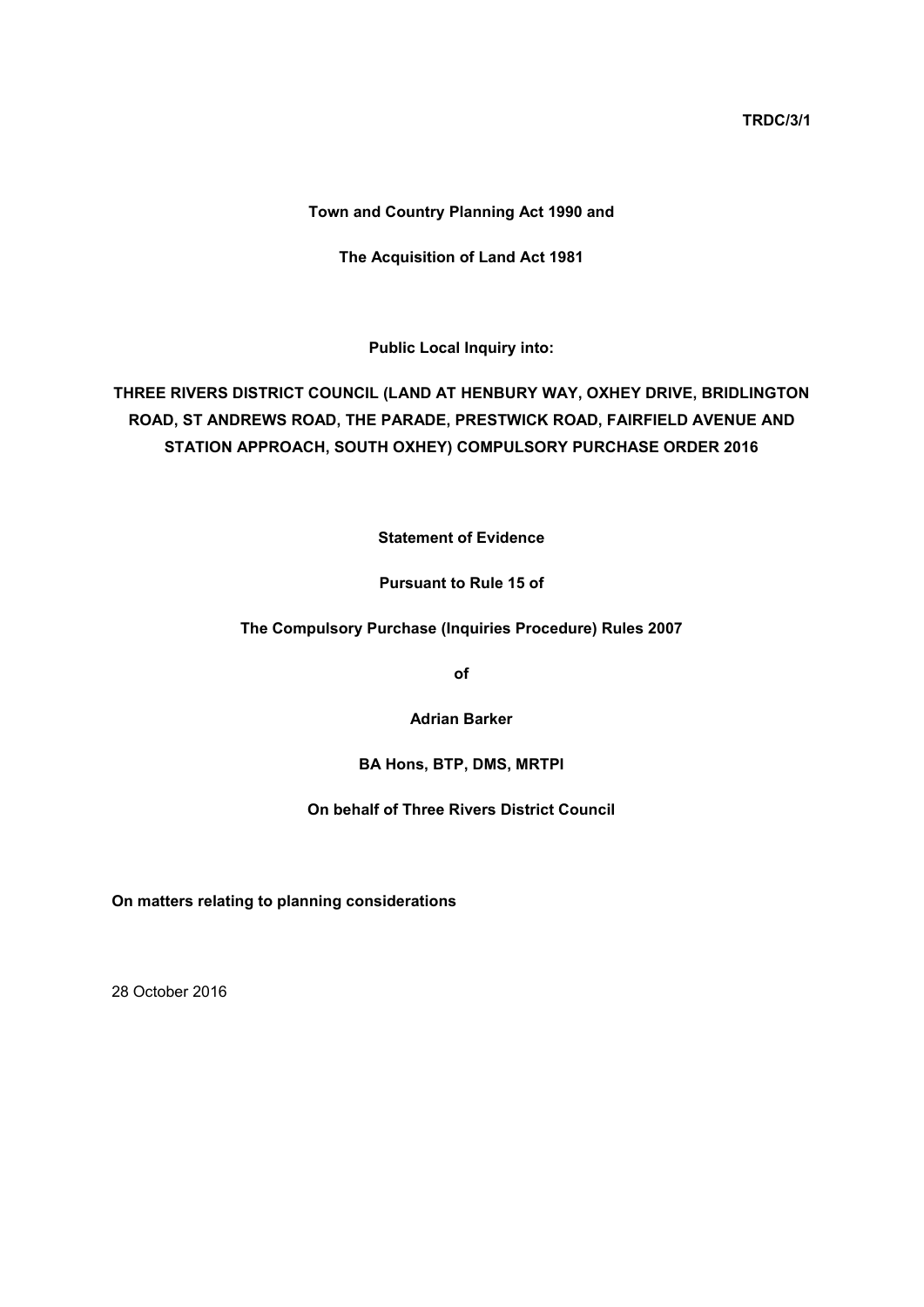**TRDC/3/1**

**Town and Country Planning Act 1990 and**

**The Acquisition of Land Act 1981**

**Public Local Inquiry into:**

**THREE RIVERS DISTRICT COUNCIL (LAND AT HENBURY WAY, OXHEY DRIVE, BRIDLINGTON ROAD, ST ANDREWS ROAD, THE PARADE, PRESTWICK ROAD, FAIRFIELD AVENUE AND STATION APPROACH, SOUTH OXHEY) COMPULSORY PURCHASE ORDER 2016**

**Statement of Evidence**

**Pursuant to Rule 15 of**

**The Compulsory Purchase (Inquiries Procedure) Rules 2007**

**of**

**Adrian Barker**

**BA Hons, BTP, DMS, MRTPI**

**On behalf of Three Rivers District Council**

**On matters relating to planning considerations**

28 October 2016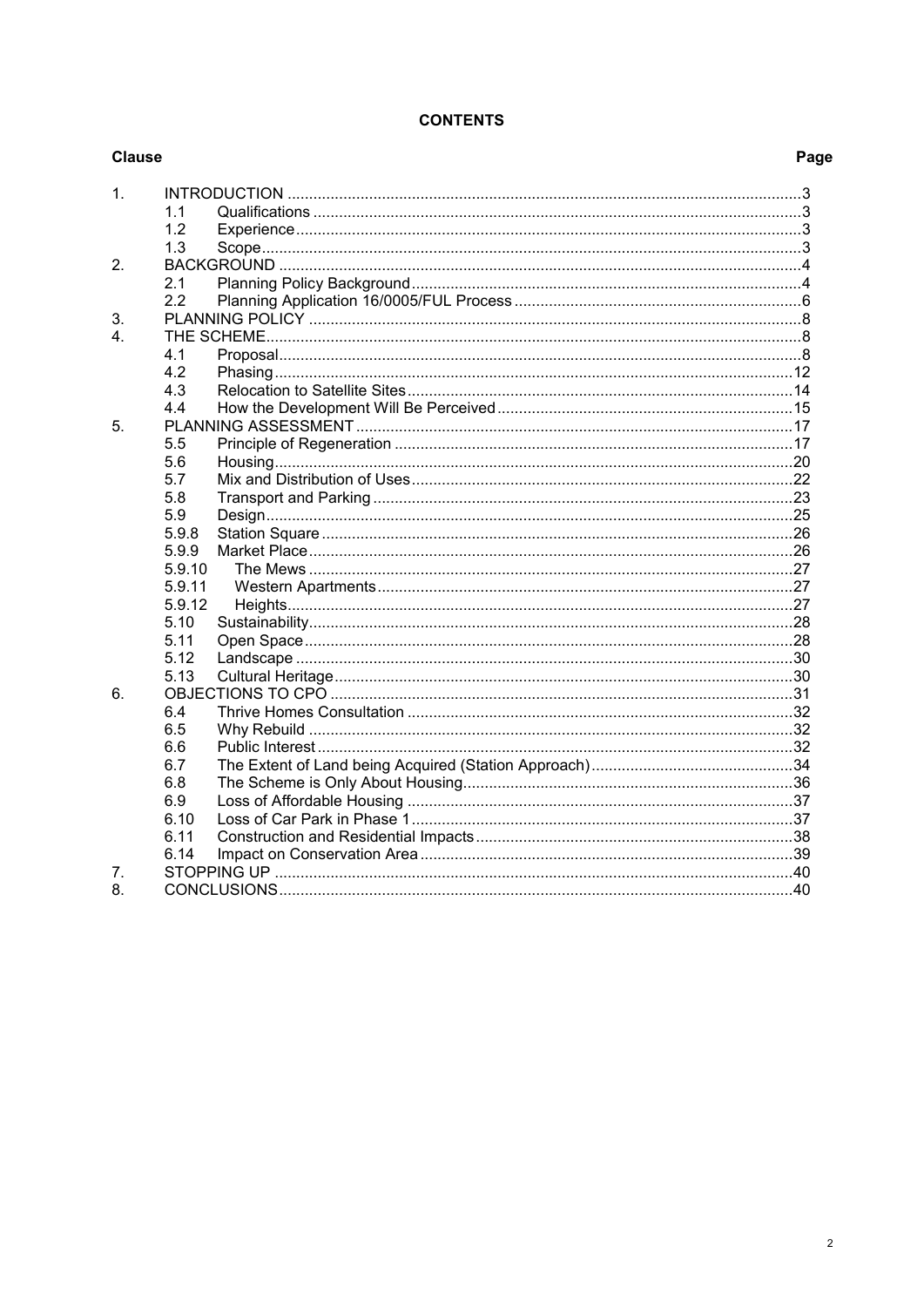# CONTENTS

| Clause | | | Page |
|---|---|---|---|
| 1. | INTRODUCTION | | 3 |
| | 1.1 | Qualifications | 3 |
| | 1.2 | Experience | 3 |
| | 1.3 | Scope | 3 |
| 2. | BACKGROUND | | 4 |
| | 2.1 | Planning Policy Background | 4 |
| | 2.2 | Planning Application 16/0005/FUL Process | 6 |
| 3. | PLANNING POLICY | | 8 |
| 4. | THE SCHEME | | 8 |
| | 4.1 | Proposal | 8 |
| | 4.2 | Phasing | 12 |
| | 4.3 | Relocation to Satellite Sites | 14 |
| | 4.4 | How the Development Will Be Perceived | 15 |
| 5. | PLANNING ASSESSMENT | | 17 |
| | 5.5 | Principle of Regeneration | 17 |
| | 5.6 | Housing | 20 |
| | 5.7 | Mix and Distribution of Uses | 22 |
| | 5.8 | Transport and Parking | 23 |
| | 5.9 | Design | 25 |
| | 5.9.8 | Station Square | 26 |
| | 5.9.9 | Market Place | 26 |
| | 5.9.10 | The Mews | 27 |
| | 5.9.11 | Western Apartments | 27 |
| | 5.9.12 | Heights | 27 |
| | 5.10 | Sustainability | 28 |
| | 5.11 | Open Space | 28 |
| | 5.12 | Landscape | 30 |
| | 5.13 | Cultural Heritage | 30 |
| 6. | OBJECTIONS TO CPO | | 31 |
| | 6.4 | Thrive Homes Consultation | 32 |
| | 6.5 | Why Rebuild | 32 |
| | 6.6 | Public Interest | 32 |
| | 6.7 | The Extent of Land being Acquired (Station Approach) | 34 |
| | 6.8 | The Scheme is Only About Housing | 36 |
| | 6.9 | Loss of Affordable Housing | 37 |
| | 6.10 | Loss of Car Park in Phase 1 | 37 |
| | 6.11 | Construction and Residential Impacts | 38 |
| | 6.14 | Impact on Conservation Area | 39 |
| 7. | STOPPING UP | | 40 |
| 8. | CONCLUSIONS | | 40 |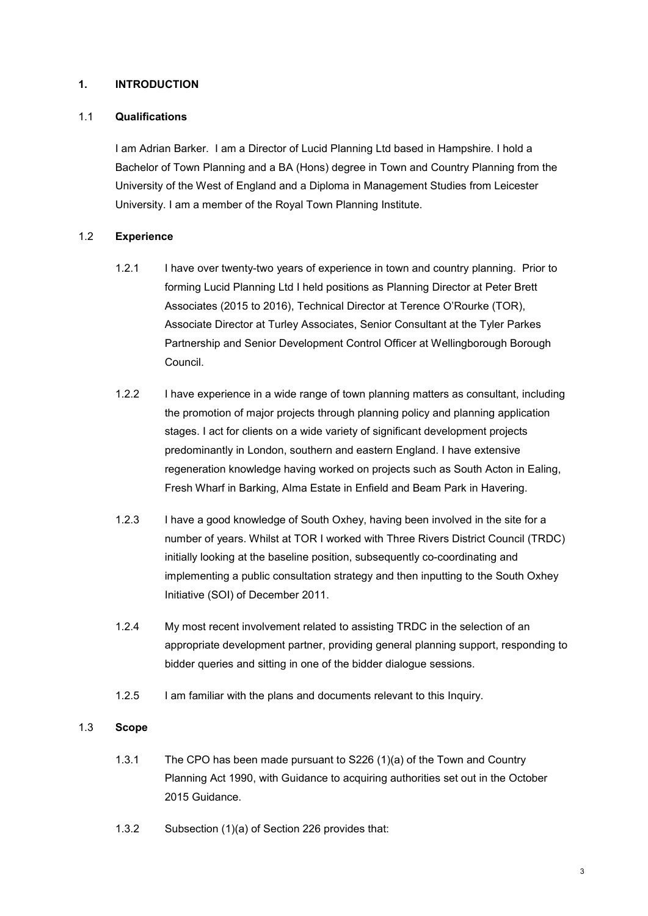## 1. INTRODUCTION

### 1.1 Qualifications

I am Adrian Barker. I am a Director of Lucid Planning Ltd based in Hampshire. I hold a Bachelor of Town Planning and a BA (Hons) degree in Town and Country Planning from the University of the West of England and a Diploma in Management Studies from Leicester University. I am a member of the Royal Town Planning Institute.

### 1.2 Experience

1.2.1 I have over twenty-two years of experience in town and country planning. Prior to forming Lucid Planning Ltd I held positions as Planning Director at Peter Brett Associates (2015 to 2016), Technical Director at Terence O'Rourke (TOR), Associate Director at Turley Associates, Senior Consultant at the Tyler Parkes Partnership and Senior Development Control Officer at Wellingborough Borough Council.

1.2.2 I have experience in a wide range of town planning matters as consultant, including the promotion of major projects through planning policy and planning application stages. I act for clients on a wide variety of significant development projects predominantly in London, southern and eastern England. I have extensive regeneration knowledge having worked on projects such as South Acton in Ealing, Fresh Wharf in Barking, Alma Estate in Enfield and Beam Park in Havering.

1.2.3 I have a good knowledge of South Oxhey, having been involved in the site for a number of years. Whilst at TOR I worked with Three Rivers District Council (TRDC) initially looking at the baseline position, subsequently co-coordinating and implementing a public consultation strategy and then inputting to the South Oxhey Initiative (SOI) of December 2011.

1.2.4 My most recent involvement related to assisting TRDC in the selection of an appropriate development partner, providing general planning support, responding to bidder queries and sitting in one of the bidder dialogue sessions.

1.2.5 I am familiar with the plans and documents relevant to this Inquiry.

### 1.3 Scope

1.3.1 The CPO has been made pursuant to S226 (1)(a) of the Town and Country Planning Act 1990, with Guidance to acquiring authorities set out in the October 2015 Guidance.

1.3.2 Subsection (1)(a) of Section 226 provides that: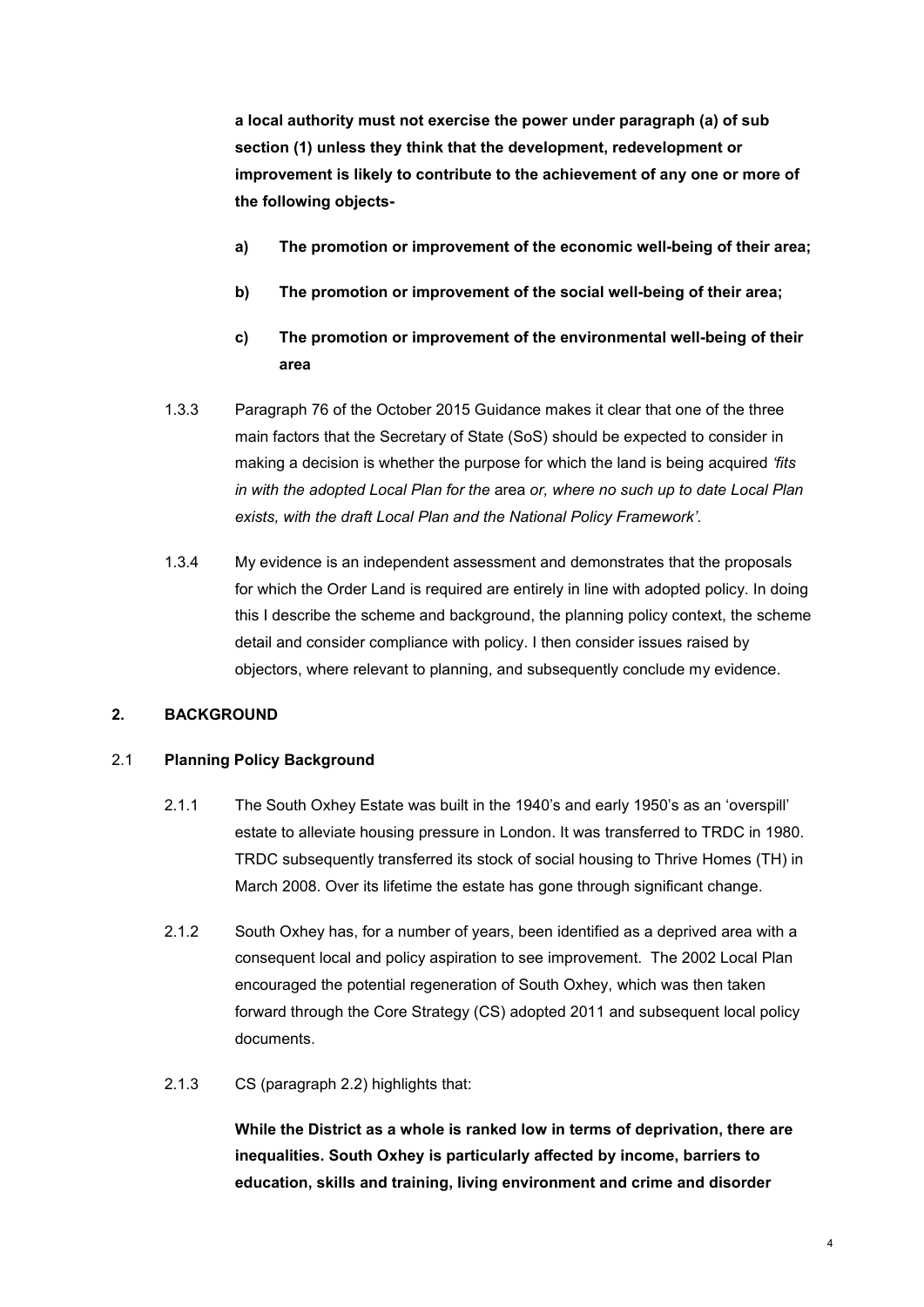**a local authority must not exercise the power under paragraph (a) of sub section (1) unless they think that the development, redevelopment or improvement is likely to contribute to the achievement of any one or more of the following objects-**

> **a) The promotion or improvement of the economic well-being of their area;**
>
> **b) The promotion or improvement of the social well-being of their area;**
>
> **c) The promotion or improvement of the environmental well-being of their area**

1.3.3 Paragraph 76 of the October 2015 Guidance makes it clear that one of the three main factors that the Secretary of State (SoS) should be expected to consider in making a decision is whether the purpose for which the land is being acquired *'fits in with the adopted Local Plan for the* area *or, where no such up to date Local Plan exists, with the draft Local Plan and the National Policy Framework'*.

1.3.4 My evidence is an independent assessment and demonstrates that the proposals for which the Order Land is required are entirely in line with adopted policy. In doing this I describe the scheme and background, the planning policy context, the scheme detail and consider compliance with policy. I then consider issues raised by objectors, where relevant to planning, and subsequently conclude my evidence.

## 2. BACKGROUND

### 2.1 Planning Policy Background

2.1.1 The South Oxhey Estate was built in the 1940's and early 1950's as an 'overspill' estate to alleviate housing pressure in London. It was transferred to TRDC in 1980. TRDC subsequently transferred its stock of social housing to Thrive Homes (TH) in March 2008. Over its lifetime the estate has gone through significant change.

2.1.2 South Oxhey has, for a number of years, been identified as a deprived area with a consequent local and policy aspiration to see improvement. The 2002 Local Plan encouraged the potential regeneration of South Oxhey, which was then taken forward through the Core Strategy (CS) adopted 2011 and subsequent local policy documents.

2.1.3 CS (paragraph 2.2) highlights that:

**While the District as a whole is ranked low in terms of deprivation, there are inequalities. South Oxhey is particularly affected by income, barriers to education, skills and training, living environment and crime and disorder**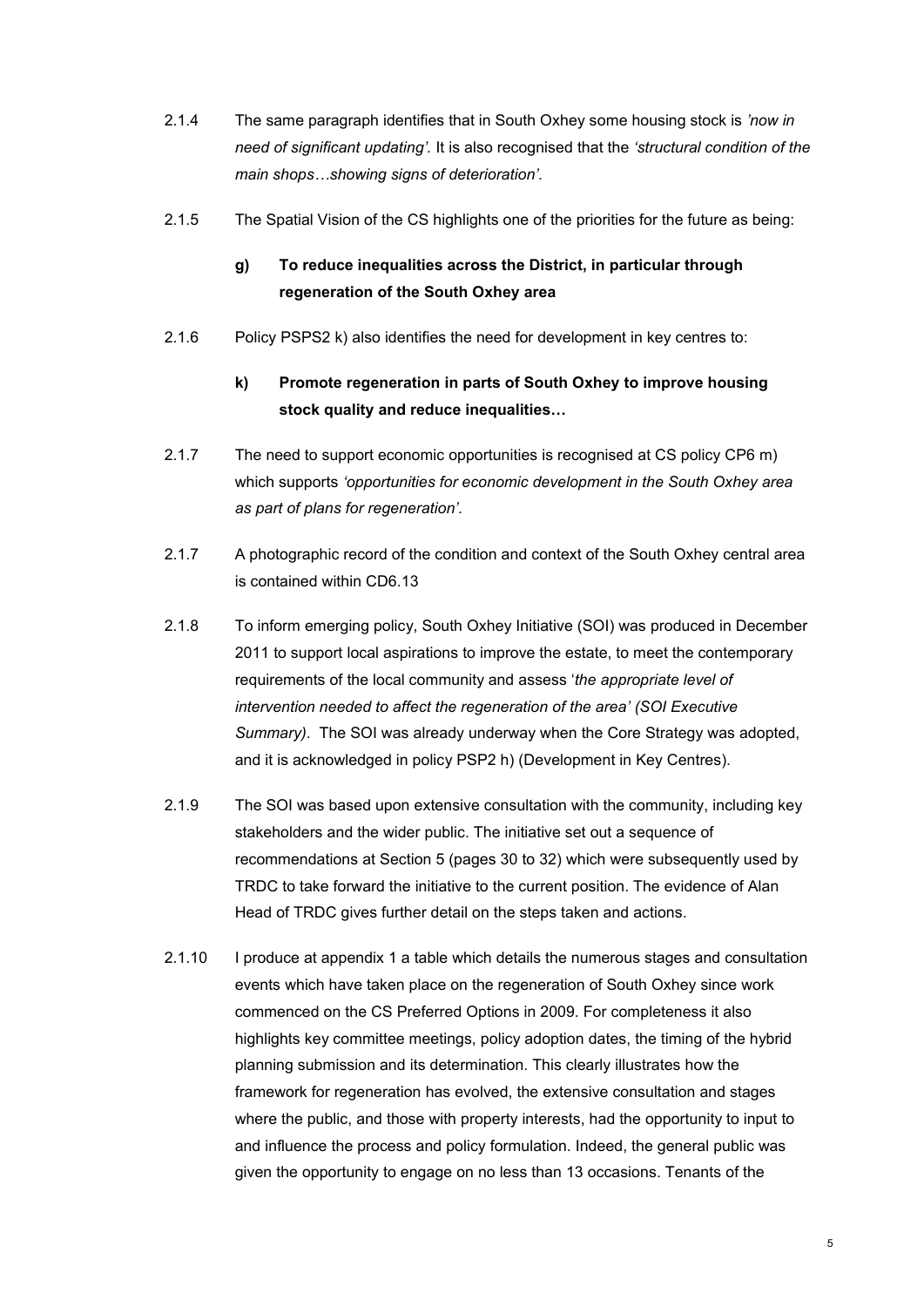2.1.4 The same paragraph identifies that in South Oxhey some housing stock is *'now in need of significant updating'.* It is also recognised that the *'structural condition of the main shops…showing signs of deterioration'*.

2.1.5 The Spatial Vision of the CS highlights one of the priorities for the future as being:

> **g) To reduce inequalities across the District, in particular through regeneration of the South Oxhey area**

2.1.6 Policy PSPS2 k) also identifies the need for development in key centres to:

> **k) Promote regeneration in parts of South Oxhey to improve housing stock quality and reduce inequalities…**

2.1.7 The need to support economic opportunities is recognised at CS policy CP6 m) which supports *'opportunities for economic development in the South Oxhey area as part of plans for regeneration'*.

2.1.7 A photographic record of the condition and context of the South Oxhey central area is contained within CD6.13

2.1.8 To inform emerging policy, South Oxhey Initiative (SOI) was produced in December 2011 to support local aspirations to improve the estate, to meet the contemporary requirements of the local community and assess '*the appropriate level of intervention needed to affect the regeneration of the area' (SOI Executive Summary)*. The SOI was already underway when the Core Strategy was adopted, and it is acknowledged in policy PSP2 h) (Development in Key Centres).

2.1.9 The SOI was based upon extensive consultation with the community, including key stakeholders and the wider public. The initiative set out a sequence of recommendations at Section 5 (pages 30 to 32) which were subsequently used by TRDC to take forward the initiative to the current position. The evidence of Alan Head of TRDC gives further detail on the steps taken and actions.

2.1.10 I produce at appendix 1 a table which details the numerous stages and consultation events which have taken place on the regeneration of South Oxhey since work commenced on the CS Preferred Options in 2009. For completeness it also highlights key committee meetings, policy adoption dates, the timing of the hybrid planning submission and its determination. This clearly illustrates how the framework for regeneration has evolved, the extensive consultation and stages where the public, and those with property interests, had the opportunity to input to and influence the process and policy formulation. Indeed, the general public was given the opportunity to engage on no less than 13 occasions. Tenants of the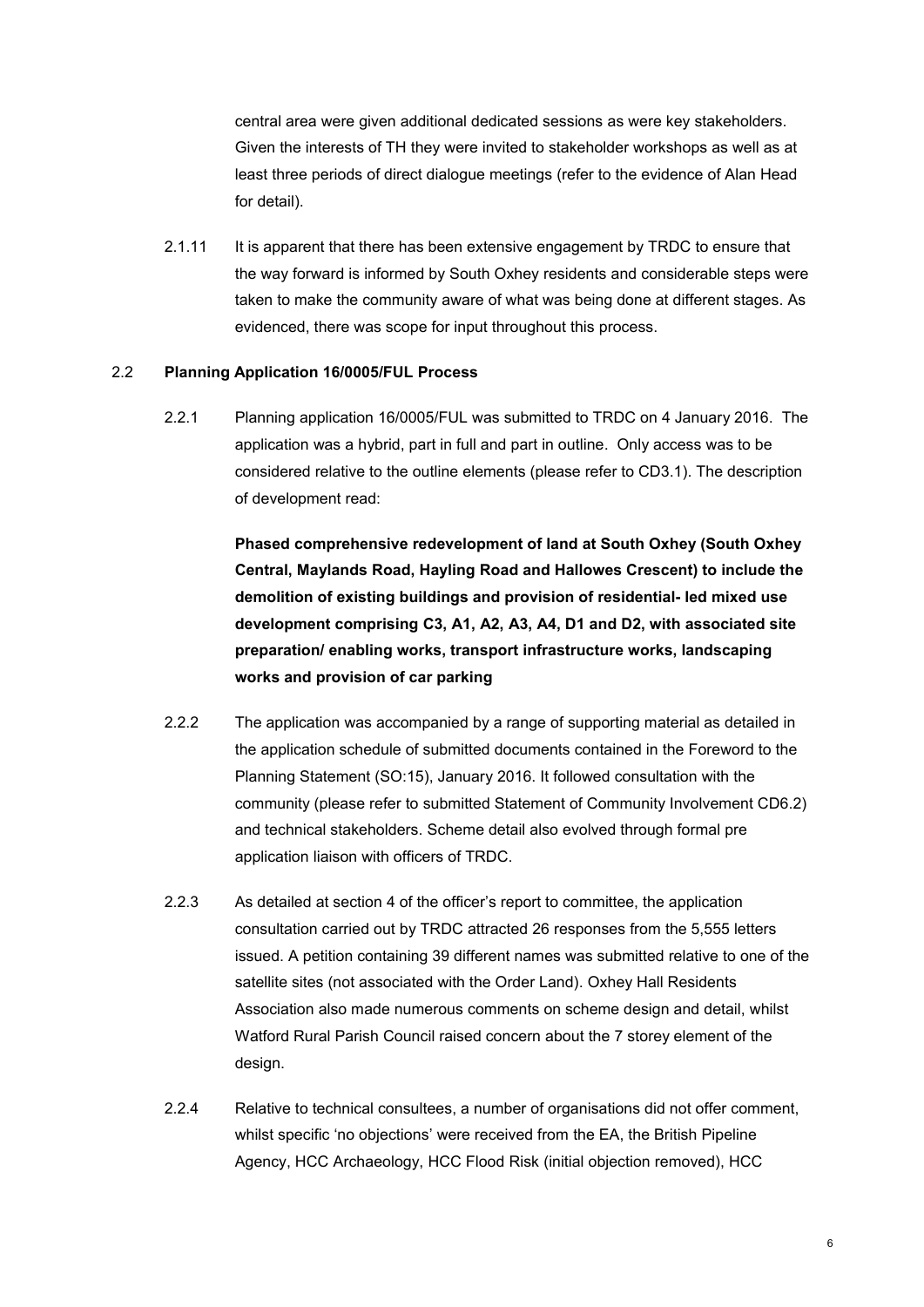central area were given additional dedicated sessions as were key stakeholders. Given the interests of TH they were invited to stakeholder workshops as well as at least three periods of direct dialogue meetings (refer to the evidence of Alan Head for detail).

2.1.11 It is apparent that there has been extensive engagement by TRDC to ensure that the way forward is informed by South Oxhey residents and considerable steps were taken to make the community aware of what was being done at different stages. As evidenced, there was scope for input throughout this process.

## 2.2 Planning Application 16/0005/FUL Process

2.2.1 Planning application 16/0005/FUL was submitted to TRDC on 4 January 2016. The application was a hybrid, part in full and part in outline. Only access was to be considered relative to the outline elements (please refer to CD3.1). The description of development read:

**Phased comprehensive redevelopment of land at South Oxhey (South Oxhey Central, Maylands Road, Hayling Road and Hallowes Crescent) to include the demolition of existing buildings and provision of residential- led mixed use development comprising C3, A1, A2, A3, A4, D1 and D2, with associated site preparation/ enabling works, transport infrastructure works, landscaping works and provision of car parking**

2.2.2 The application was accompanied by a range of supporting material as detailed in the application schedule of submitted documents contained in the Foreword to the Planning Statement (SO:15), January 2016. It followed consultation with the community (please refer to submitted Statement of Community Involvement CD6.2) and technical stakeholders. Scheme detail also evolved through formal pre application liaison with officers of TRDC.

2.2.3 As detailed at section 4 of the officer's report to committee, the application consultation carried out by TRDC attracted 26 responses from the 5,555 letters issued. A petition containing 39 different names was submitted relative to one of the satellite sites (not associated with the Order Land). Oxhey Hall Residents Association also made numerous comments on scheme design and detail, whilst Watford Rural Parish Council raised concern about the 7 storey element of the design.

2.2.4 Relative to technical consultees, a number of organisations did not offer comment, whilst specific 'no objections' were received from the EA, the British Pipeline Agency, HCC Archaeology, HCC Flood Risk (initial objection removed), HCC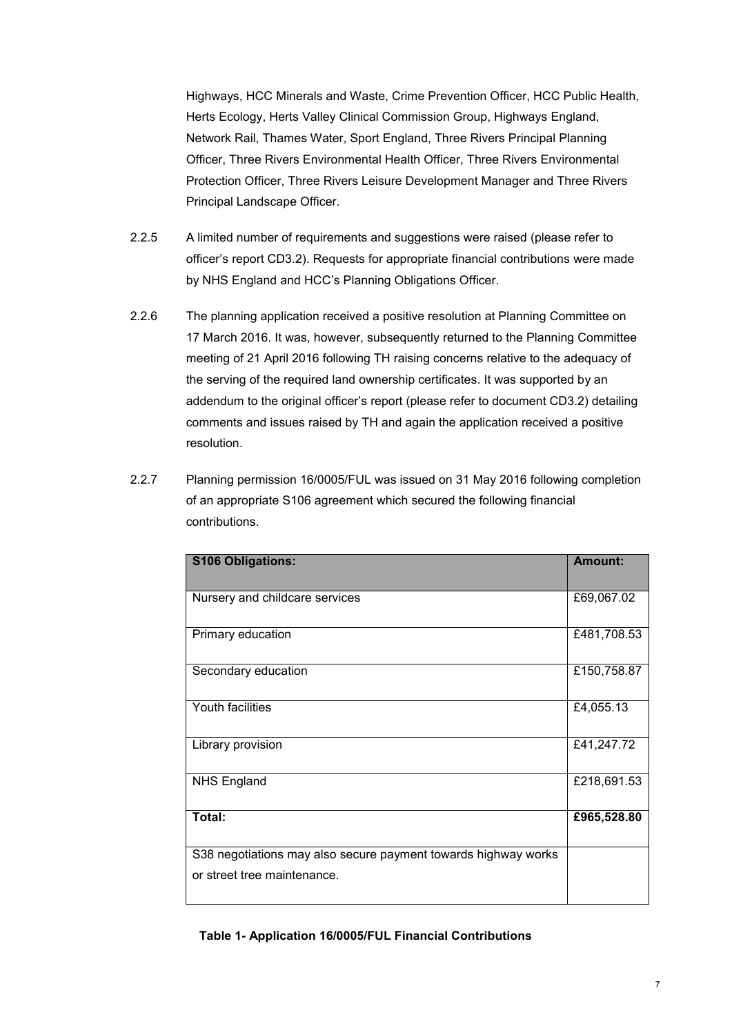Highways, HCC Minerals and Waste, Crime Prevention Officer, HCC Public Health, Herts Ecology, Herts Valley Clinical Commission Group, Highways England, Network Rail, Thames Water, Sport England, Three Rivers Principal Planning Officer, Three Rivers Environmental Health Officer, Three Rivers Environmental Protection Officer, Three Rivers Leisure Development Manager and Three Rivers Principal Landscape Officer.

2.2.5 A limited number of requirements and suggestions were raised (please refer to officer's report CD3.2). Requests for appropriate financial contributions were made by NHS England and HCC's Planning Obligations Officer.

2.2.6 The planning application received a positive resolution at Planning Committee on 17 March 2016. It was, however, subsequently returned to the Planning Committee meeting of 21 April 2016 following TH raising concerns relative to the adequacy of the serving of the required land ownership certificates. It was supported by an addendum to the original officer's report (please refer to document CD3.2) detailing comments and issues raised by TH and again the application received a positive resolution.

2.2.7 Planning permission 16/0005/FUL was issued on 31 May 2016 following completion of an appropriate S106 agreement which secured the following financial contributions.

| **S106 Obligations:** | **Amount:** |
|---|---|
| Nursery and childcare services | £69,067.02 |
| Primary education | £481,708.53 |
| Secondary education | £150,758.87 |
| Youth facilities | £4,055.13 |
| Library provision | £41,247.72 |
| NHS England | £218,691.53 |
| **Total:** | **£965,528.80** |
| S38 negotiations may also secure payment towards highway works or street tree maintenance. | |

**Table 1- Application 16/0005/FUL Financial Contributions**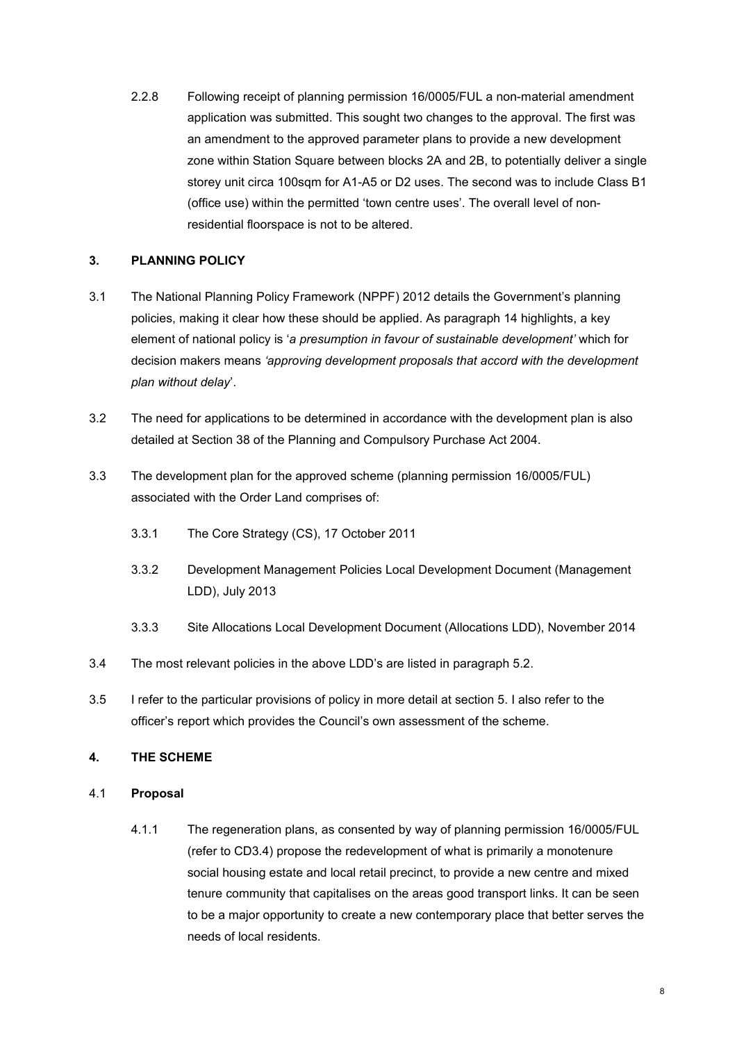2.2.8 Following receipt of planning permission 16/0005/FUL a non-material amendment application was submitted. This sought two changes to the approval. The first was an amendment to the approved parameter plans to provide a new development zone within Station Square between blocks 2A and 2B, to potentially deliver a single storey unit circa 100sqm for A1-A5 or D2 uses. The second was to include Class B1 (office use) within the permitted 'town centre uses'. The overall level of non-residential floorspace is not to be altered.

## 3. PLANNING POLICY

3.1 The National Planning Policy Framework (NPPF) 2012 details the Government's planning policies, making it clear how these should be applied. As paragraph 14 highlights, a key element of national policy is '*a presumption in favour of sustainable development'* which for decision makers means *'approving development proposals that accord with the development plan without delay*'.

3.2 The need for applications to be determined in accordance with the development plan is also detailed at Section 38 of the Planning and Compulsory Purchase Act 2004.

3.3 The development plan for the approved scheme (planning permission 16/0005/FUL) associated with the Order Land comprises of:

3.3.1 The Core Strategy (CS), 17 October 2011

3.3.2 Development Management Policies Local Development Document (Management LDD), July 2013

3.3.3 Site Allocations Local Development Document (Allocations LDD), November 2014

3.4 The most relevant policies in the above LDD's are listed in paragraph 5.2.

3.5 I refer to the particular provisions of policy in more detail at section 5. I also refer to the officer's report which provides the Council's own assessment of the scheme.

## 4. THE SCHEME

### 4.1 Proposal

4.1.1 The regeneration plans, as consented by way of planning permission 16/0005/FUL (refer to CD3.4) propose the redevelopment of what is primarily a monotenure social housing estate and local retail precinct, to provide a new centre and mixed tenure community that capitalises on the areas good transport links. It can be seen to be a major opportunity to create a new contemporary place that better serves the needs of local residents.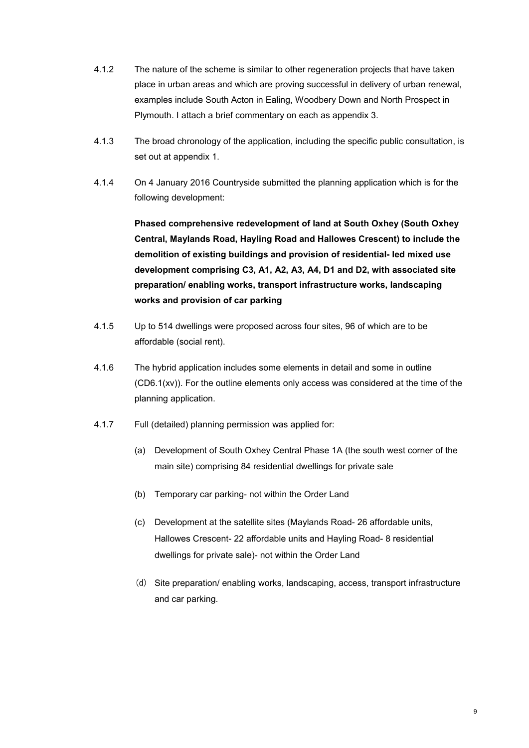4.1.2 The nature of the scheme is similar to other regeneration projects that have taken place in urban areas and which are proving successful in delivery of urban renewal, examples include South Acton in Ealing, Woodbery Down and North Prospect in Plymouth. I attach a brief commentary on each as appendix 3.

4.1.3 The broad chronology of the application, including the specific public consultation, is set out at appendix 1.

4.1.4 On 4 January 2016 Countryside submitted the planning application which is for the following development:

**Phased comprehensive redevelopment of land at South Oxhey (South Oxhey Central, Maylands Road, Hayling Road and Hallowes Crescent) to include the demolition of existing buildings and provision of residential- led mixed use development comprising C3, A1, A2, A3, A4, D1 and D2, with associated site preparation/ enabling works, transport infrastructure works, landscaping works and provision of car parking**

4.1.5 Up to 514 dwellings were proposed across four sites, 96 of which are to be affordable (social rent).

4.1.6 The hybrid application includes some elements in detail and some in outline (CD6.1(xv)). For the outline elements only access was considered at the time of the planning application.

4.1.7 Full (detailed) planning permission was applied for:

(a) Development of South Oxhey Central Phase 1A (the south west corner of the main site) comprising 84 residential dwellings for private sale

(b) Temporary car parking- not within the Order Land

(c) Development at the satellite sites (Maylands Road- 26 affordable units, Hallowes Crescent- 22 affordable units and Hayling Road- 8 residential dwellings for private sale)- not within the Order Land

(d) Site preparation/ enabling works, landscaping, access, transport infrastructure and car parking.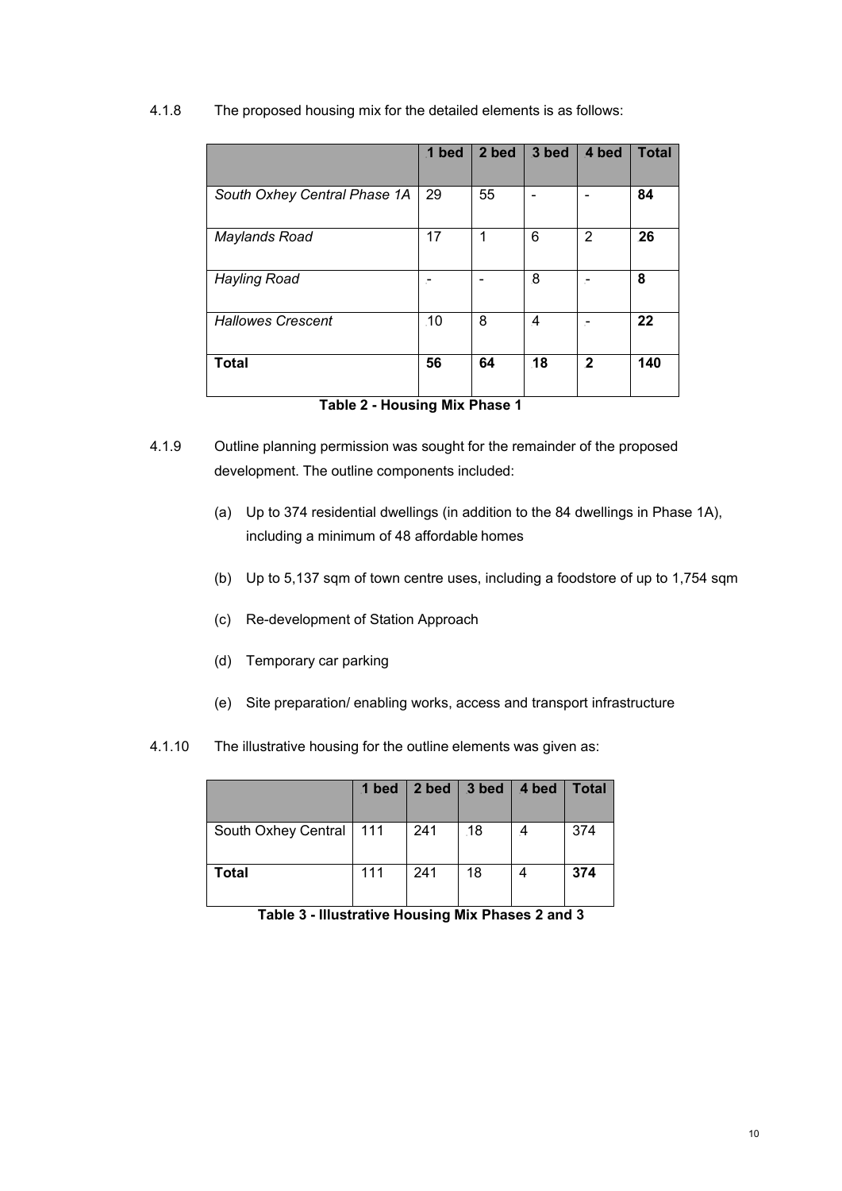4.1.8 The proposed housing mix for the detailed elements is as follows:

| | 1 bed | 2 bed | 3 bed | 4 bed | Total |
|---|---|---|---|---|---|
| *South Oxhey Central Phase 1A* | 29 | 55 | - | - | **84** |
| *Maylands Road* | 17 | 1 | 6 | 2 | **26** |
| *Hayling Road* | - | - | 8 | - | **8** |
| *Hallowes Crescent* | 10 | 8 | 4 | - | **22** |
| **Total** | **56** | **64** | **18** | **2** | **140** |

**Table 2 - Housing Mix Phase 1**

4.1.9 Outline planning permission was sought for the remainder of the proposed development. The outline components included:

(a) Up to 374 residential dwellings (in addition to the 84 dwellings in Phase 1A), including a minimum of 48 affordable homes

(b) Up to 5,137 sqm of town centre uses, including a foodstore of up to 1,754 sqm

(c) Re-development of Station Approach

(d) Temporary car parking

(e) Site preparation/ enabling works, access and transport infrastructure

4.1.10 The illustrative housing for the outline elements was given as:

| | 1 bed | 2 bed | 3 bed | 4 bed | Total |
|---|---|---|---|---|---|
| South Oxhey Central | 111 | 241 | 18 | 4 | 374 |
| **Total** | 111 | 241 | 18 | 4 | **374** |

**Table 3 - Illustrative Housing Mix Phases 2 and 3**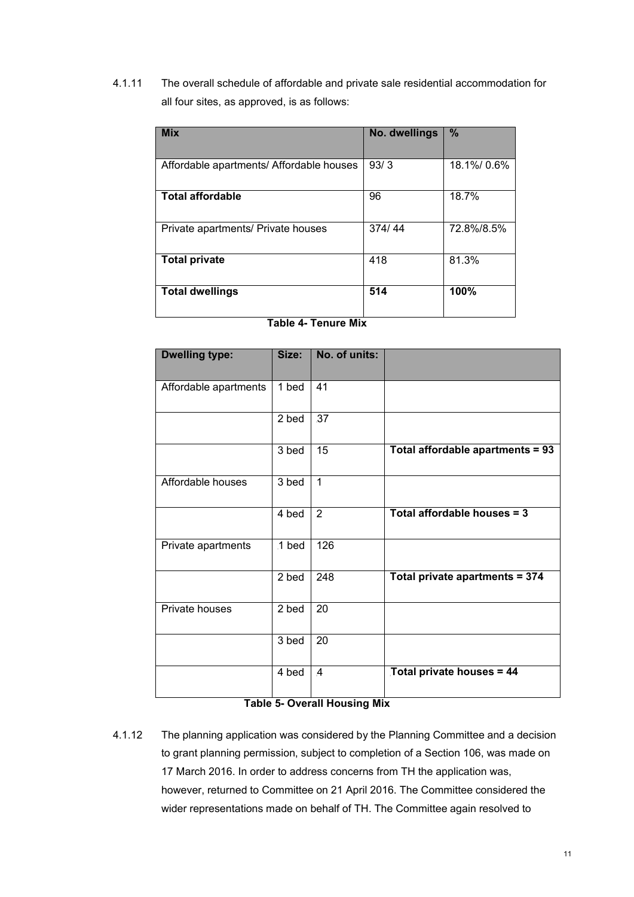4.1.11 The overall schedule of affordable and private sale residential accommodation for all four sites, as approved, is as follows:

| **Mix** | **No. dwellings** | **%** |
|---|---|---|
| Affordable apartments/ Affordable houses | 93/ 3 | 18.1%/ 0.6% |
| **Total affordable** | 96 | 18.7% |
| Private apartments/ Private houses | 374/ 44 | 72.8%/8.5% |
| **Total private** | 418 | 81.3% |
| **Total dwellings** | **514** | **100%** |

**Table 4- Tenure Mix**

| **Dwelling type:** | **Size:** | **No. of units:** | |
|---|---|---|---|
| Affordable apartments | 1 bed | 41 | |
| | 2 bed | 37 | |
| | 3 bed | 15 | **Total affordable apartments = 93** |
| Affordable houses | 3 bed | 1 | |
| | 4 bed | 2 | **Total affordable houses = 3** |
| Private apartments | 1 bed | 126 | |
| | 2 bed | 248 | **Total private apartments = 374** |
| Private houses | 2 bed | 20 | |
| | 3 bed | 20 | |
| | 4 bed | 4 | **Total private houses = 44** |

**Table 5- Overall Housing Mix**

4.1.12 The planning application was considered by the Planning Committee and a decision to grant planning permission, subject to completion of a Section 106, was made on 17 March 2016. In order to address concerns from TH the application was, however, returned to Committee on 21 April 2016. The Committee considered the wider representations made on behalf of TH. The Committee again resolved to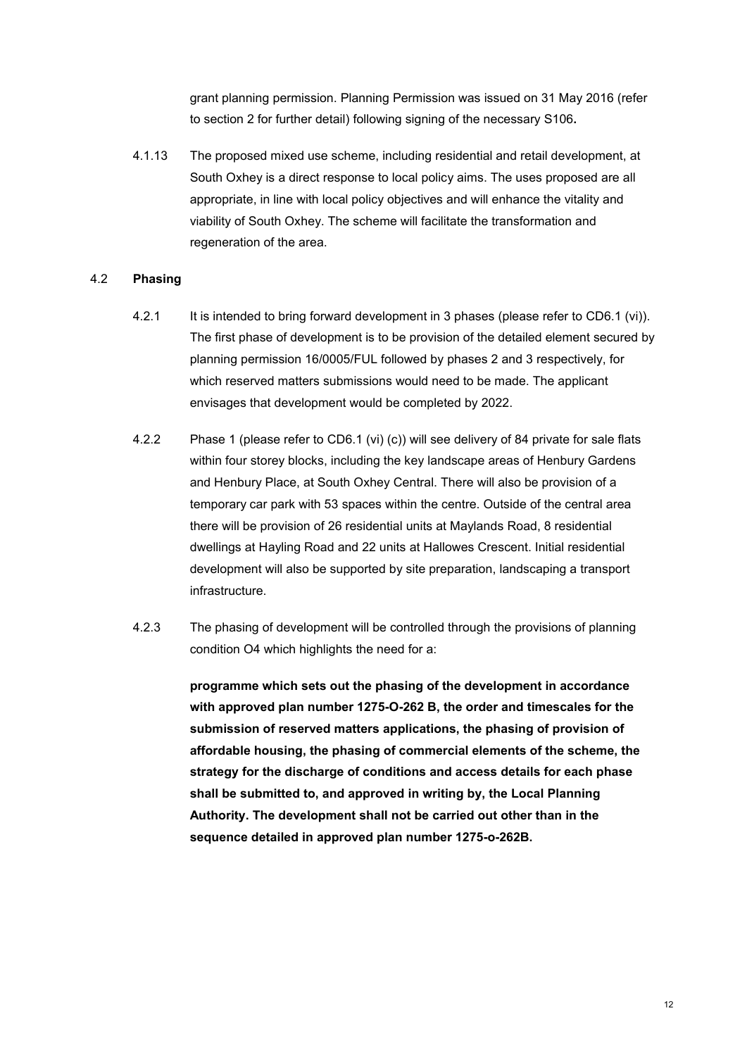grant planning permission. Planning Permission was issued on 31 May 2016 (refer to section 2 for further detail) following signing of the necessary S106**.**

4.1.13 The proposed mixed use scheme, including residential and retail development, at South Oxhey is a direct response to local policy aims. The uses proposed are all appropriate, in line with local policy objectives and will enhance the vitality and viability of South Oxhey. The scheme will facilitate the transformation and regeneration of the area.

## 4.2 **Phasing**

4.2.1 It is intended to bring forward development in 3 phases (please refer to CD6.1 (vi)). The first phase of development is to be provision of the detailed element secured by planning permission 16/0005/FUL followed by phases 2 and 3 respectively, for which reserved matters submissions would need to be made. The applicant envisages that development would be completed by 2022.

4.2.2 Phase 1 (please refer to CD6.1 (vi) (c)) will see delivery of 84 private for sale flats within four storey blocks, including the key landscape areas of Henbury Gardens and Henbury Place, at South Oxhey Central. There will also be provision of a temporary car park with 53 spaces within the centre. Outside of the central area there will be provision of 26 residential units at Maylands Road, 8 residential dwellings at Hayling Road and 22 units at Hallowes Crescent. Initial residential development will also be supported by site preparation, landscaping a transport infrastructure.

4.2.3 The phasing of development will be controlled through the provisions of planning condition O4 which highlights the need for a:

**programme which sets out the phasing of the development in accordance with approved plan number 1275-O-262 B, the order and timescales for the submission of reserved matters applications, the phasing of provision of affordable housing, the phasing of commercial elements of the scheme, the strategy for the discharge of conditions and access details for each phase shall be submitted to, and approved in writing by, the Local Planning Authority. The development shall not be carried out other than in the sequence detailed in approved plan number 1275-o-262B.**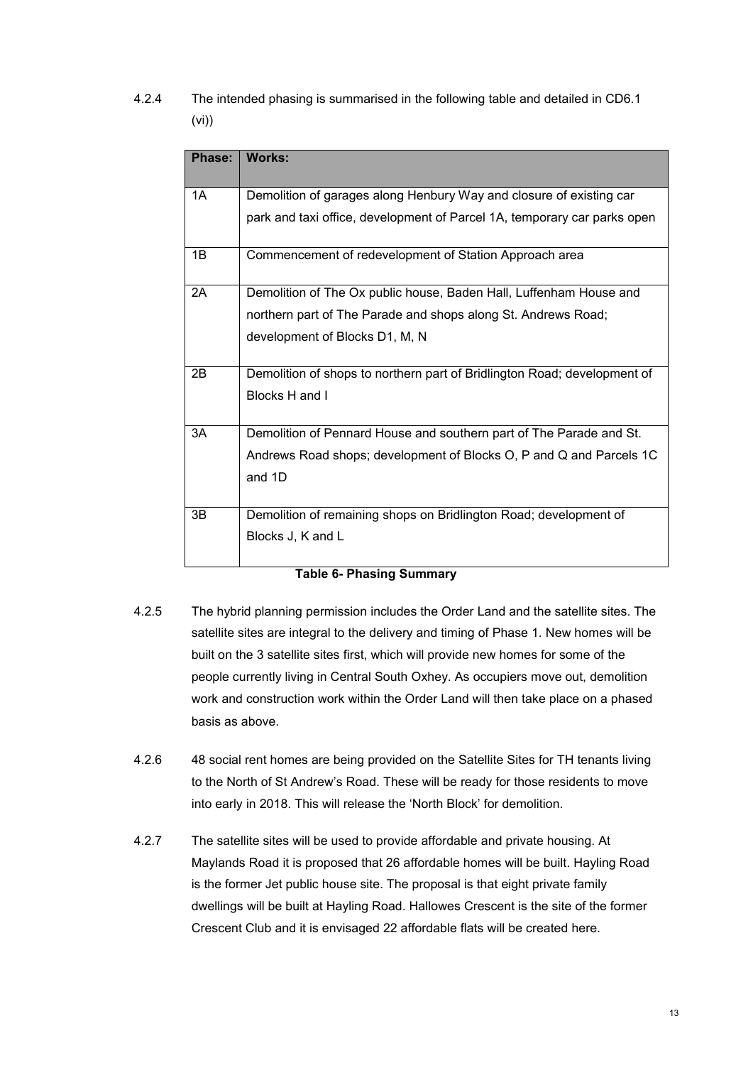4.2.4 The intended phasing is summarised in the following table and detailed in CD6.1 (vi))

| Phase: | Works: |
|---|---|
| 1A | Demolition of garages along Henbury Way and closure of existing car park and taxi office, development of Parcel 1A, temporary car parks open |
| 1B | Commencement of redevelopment of Station Approach area |
| 2A | Demolition of The Ox public house, Baden Hall, Luffenham House and northern part of The Parade and shops along St. Andrews Road; development of Blocks D1, M, N |
| 2B | Demolition of shops to northern part of Bridlington Road; development of Blocks H and I |
| 3A | Demolition of Pennard House and southern part of The Parade and St. Andrews Road shops; development of Blocks O, P and Q and Parcels 1C and 1D |
| 3B | Demolition of remaining shops on Bridlington Road; development of Blocks J, K and L |

**Table 6- Phasing Summary**

4.2.5 The hybrid planning permission includes the Order Land and the satellite sites. The satellite sites are integral to the delivery and timing of Phase 1. New homes will be built on the 3 satellite sites first, which will provide new homes for some of the people currently living in Central South Oxhey. As occupiers move out, demolition work and construction work within the Order Land will then take place on a phased basis as above.

4.2.6 48 social rent homes are being provided on the Satellite Sites for TH tenants living to the North of St Andrew's Road. These will be ready for those residents to move into early in 2018. This will release the 'North Block' for demolition.

4.2.7 The satellite sites will be used to provide affordable and private housing. At Maylands Road it is proposed that 26 affordable homes will be built. Hayling Road is the former Jet public house site. The proposal is that eight private family dwellings will be built at Hayling Road. Hallowes Crescent is the site of the former Crescent Club and it is envisaged 22 affordable flats will be created here.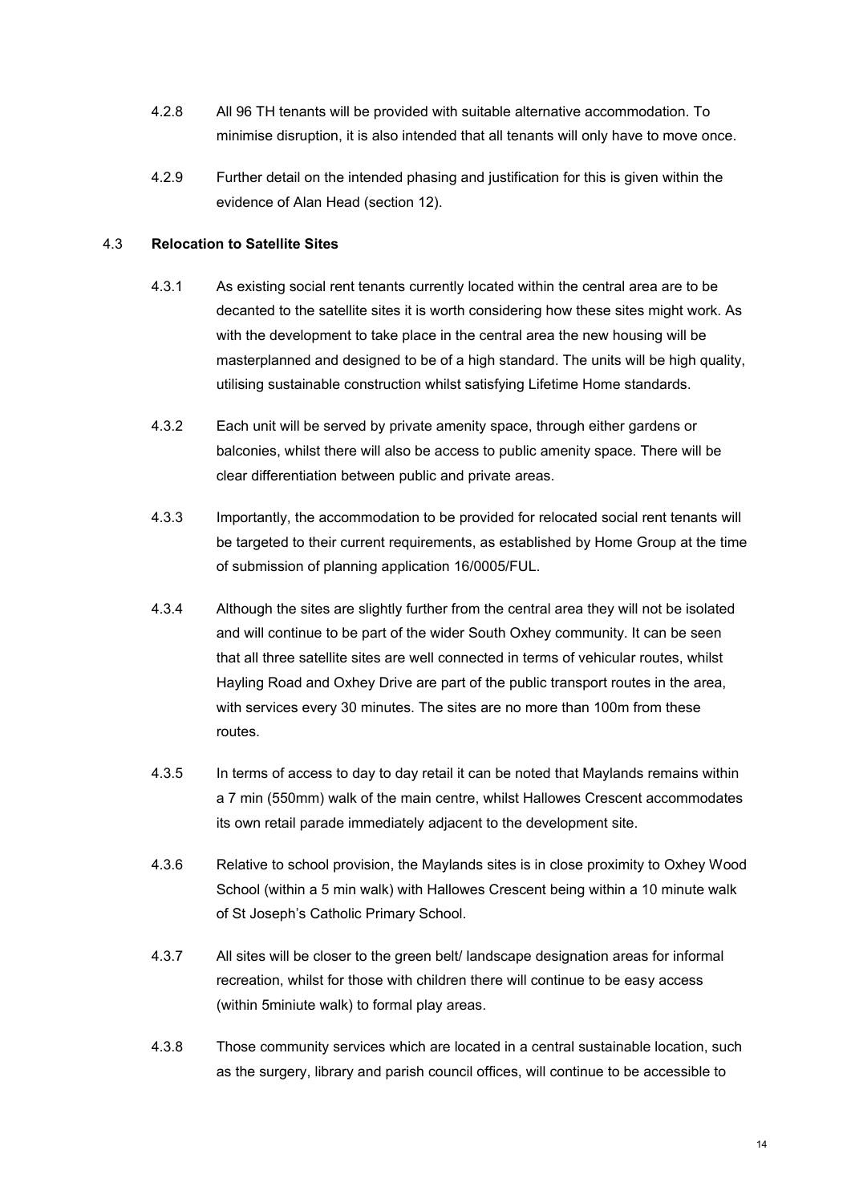4.2.8 All 96 TH tenants will be provided with suitable alternative accommodation. To minimise disruption, it is also intended that all tenants will only have to move once.

4.2.9 Further detail on the intended phasing and justification for this is given within the evidence of Alan Head (section 12).

### 4.3 Relocation to Satellite Sites

4.3.1 As existing social rent tenants currently located within the central area are to be decanted to the satellite sites it is worth considering how these sites might work. As with the development to take place in the central area the new housing will be masterplanned and designed to be of a high standard. The units will be high quality, utilising sustainable construction whilst satisfying Lifetime Home standards.

4.3.2 Each unit will be served by private amenity space, through either gardens or balconies, whilst there will also be access to public amenity space. There will be clear differentiation between public and private areas.

4.3.3 Importantly, the accommodation to be provided for relocated social rent tenants will be targeted to their current requirements, as established by Home Group at the time of submission of planning application 16/0005/FUL.

4.3.4 Although the sites are slightly further from the central area they will not be isolated and will continue to be part of the wider South Oxhey community. It can be seen that all three satellite sites are well connected in terms of vehicular routes, whilst Hayling Road and Oxhey Drive are part of the public transport routes in the area, with services every 30 minutes. The sites are no more than 100m from these routes.

4.3.5 In terms of access to day to day retail it can be noted that Maylands remains within a 7 min (550mm) walk of the main centre, whilst Hallowes Crescent accommodates its own retail parade immediately adjacent to the development site.

4.3.6 Relative to school provision, the Maylands sites is in close proximity to Oxhey Wood School (within a 5 min walk) with Hallowes Crescent being within a 10 minute walk of St Joseph's Catholic Primary School.

4.3.7 All sites will be closer to the green belt/ landscape designation areas for informal recreation, whilst for those with children there will continue to be easy access (within 5miniute walk) to formal play areas.

4.3.8 Those community services which are located in a central sustainable location, such as the surgery, library and parish council offices, will continue to be accessible to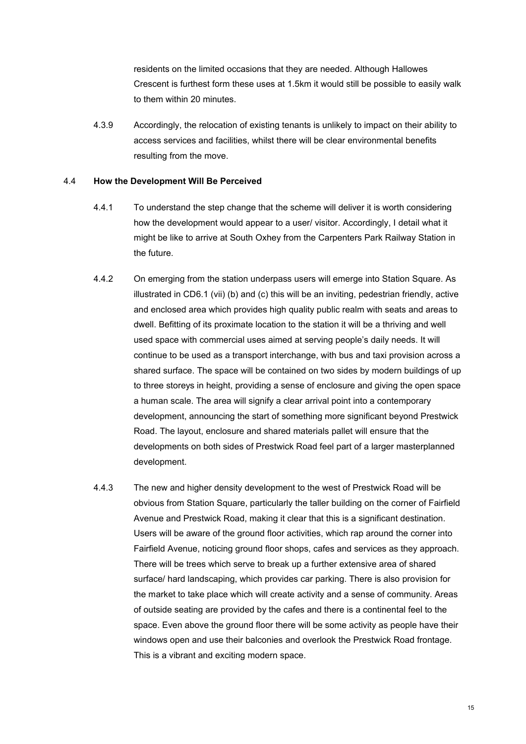residents on the limited occasions that they are needed. Although Hallowes Crescent is furthest form these uses at 1.5km it would still be possible to easily walk to them within 20 minutes.

4.3.9 Accordingly, the relocation of existing tenants is unlikely to impact on their ability to access services and facilities, whilst there will be clear environmental benefits resulting from the move.

## 4.4 How the Development Will Be Perceived

4.4.1 To understand the step change that the scheme will deliver it is worth considering how the development would appear to a user/ visitor. Accordingly, I detail what it might be like to arrive at South Oxhey from the Carpenters Park Railway Station in the future.

4.4.2 On emerging from the station underpass users will emerge into Station Square. As illustrated in CD6.1 (vii) (b) and (c) this will be an inviting, pedestrian friendly, active and enclosed area which provides high quality public realm with seats and areas to dwell. Befitting of its proximate location to the station it will be a thriving and well used space with commercial uses aimed at serving people's daily needs. It will continue to be used as a transport interchange, with bus and taxi provision across a shared surface. The space will be contained on two sides by modern buildings of up to three storeys in height, providing a sense of enclosure and giving the open space a human scale. The area will signify a clear arrival point into a contemporary development, announcing the start of something more significant beyond Prestwick Road. The layout, enclosure and shared materials pallet will ensure that the developments on both sides of Prestwick Road feel part of a larger masterplanned development.

4.4.3 The new and higher density development to the west of Prestwick Road will be obvious from Station Square, particularly the taller building on the corner of Fairfield Avenue and Prestwick Road, making it clear that this is a significant destination. Users will be aware of the ground floor activities, which rap around the corner into Fairfield Avenue, noticing ground floor shops, cafes and services as they approach. There will be trees which serve to break up a further extensive area of shared surface/ hard landscaping, which provides car parking. There is also provision for the market to take place which will create activity and a sense of community. Areas of outside seating are provided by the cafes and there is a continental feel to the space. Even above the ground floor there will be some activity as people have their windows open and use their balconies and overlook the Prestwick Road frontage. This is a vibrant and exciting modern space.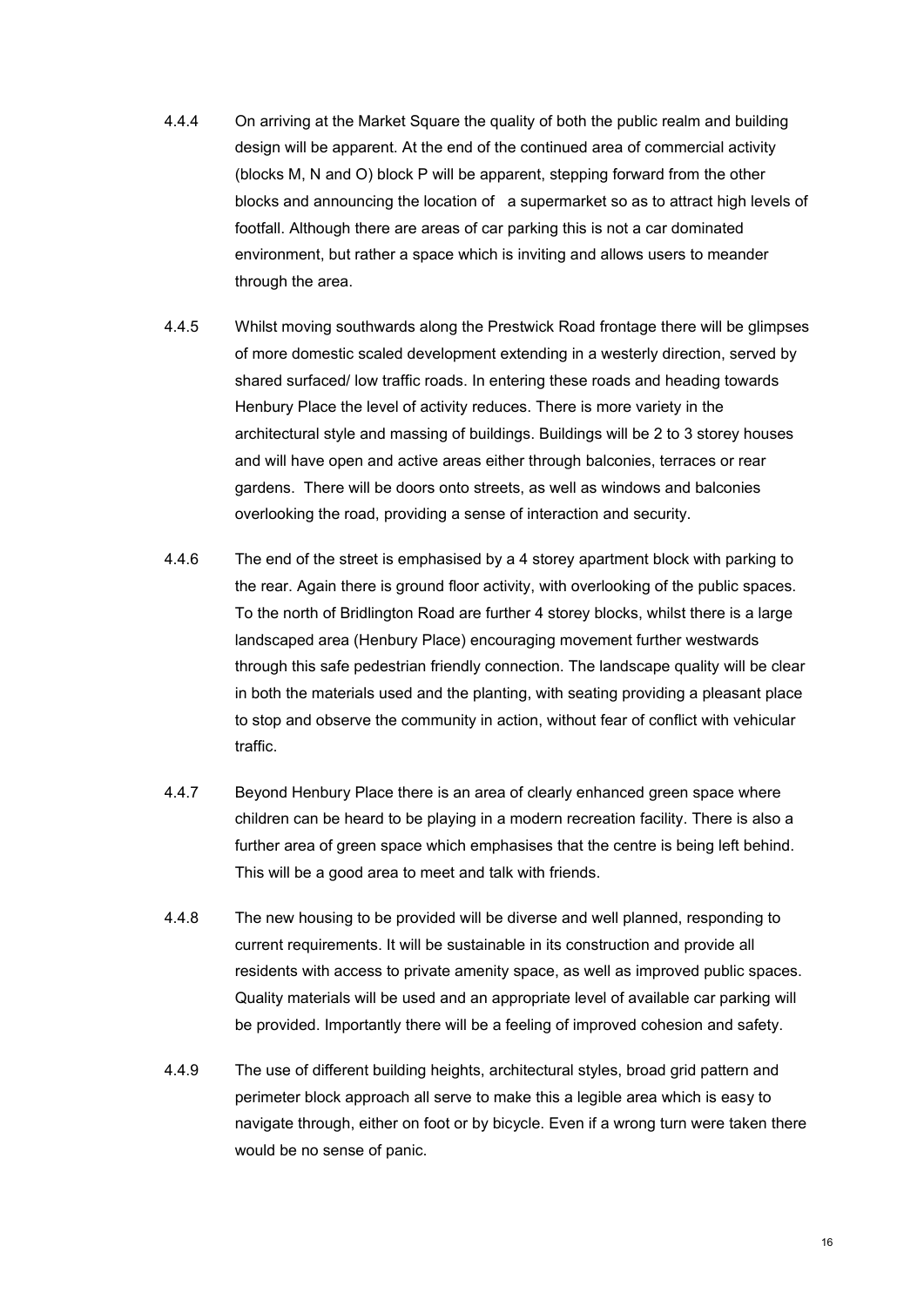4.4.4 On arriving at the Market Square the quality of both the public realm and building design will be apparent. At the end of the continued area of commercial activity (blocks M, N and O) block P will be apparent, stepping forward from the other blocks and announcing the location of a supermarket so as to attract high levels of footfall. Although there are areas of car parking this is not a car dominated environment, but rather a space which is inviting and allows users to meander through the area.

4.4.5 Whilst moving southwards along the Prestwick Road frontage there will be glimpses of more domestic scaled development extending in a westerly direction, served by shared surfaced/ low traffic roads. In entering these roads and heading towards Henbury Place the level of activity reduces. There is more variety in the architectural style and massing of buildings. Buildings will be 2 to 3 storey houses and will have open and active areas either through balconies, terraces or rear gardens. There will be doors onto streets, as well as windows and balconies overlooking the road, providing a sense of interaction and security.

4.4.6 The end of the street is emphasised by a 4 storey apartment block with parking to the rear. Again there is ground floor activity, with overlooking of the public spaces. To the north of Bridlington Road are further 4 storey blocks, whilst there is a large landscaped area (Henbury Place) encouraging movement further westwards through this safe pedestrian friendly connection. The landscape quality will be clear in both the materials used and the planting, with seating providing a pleasant place to stop and observe the community in action, without fear of conflict with vehicular traffic.

4.4.7 Beyond Henbury Place there is an area of clearly enhanced green space where children can be heard to be playing in a modern recreation facility. There is also a further area of green space which emphasises that the centre is being left behind. This will be a good area to meet and talk with friends.

4.4.8 The new housing to be provided will be diverse and well planned, responding to current requirements. It will be sustainable in its construction and provide all residents with access to private amenity space, as well as improved public spaces. Quality materials will be used and an appropriate level of available car parking will be provided. Importantly there will be a feeling of improved cohesion and safety.

4.4.9 The use of different building heights, architectural styles, broad grid pattern and perimeter block approach all serve to make this a legible area which is easy to navigate through, either on foot or by bicycle. Even if a wrong turn were taken there would be no sense of panic.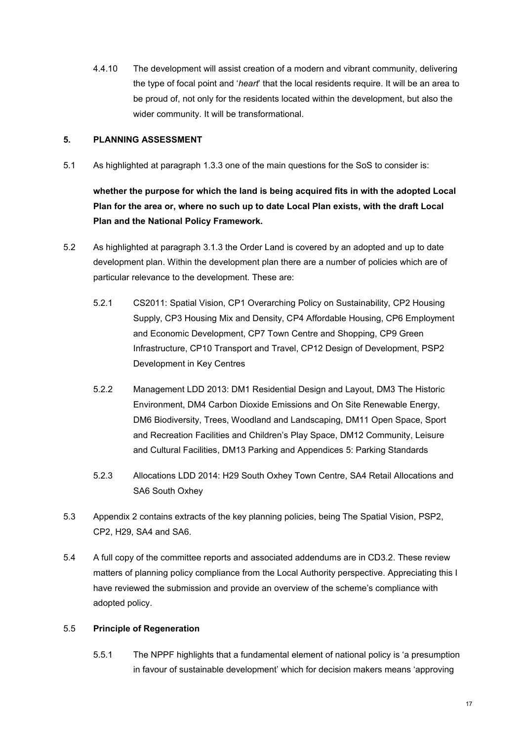4.4.10 The development will assist creation of a modern and vibrant community, delivering the type of focal point and '*heart*' that the local residents require. It will be an area to be proud of, not only for the residents located within the development, but also the wider community. It will be transformational.

## 5. PLANNING ASSESSMENT

5.1 As highlighted at paragraph 1.3.3 one of the main questions for the SoS to consider is:

**whether the purpose for which the land is being acquired fits in with the adopted Local Plan for the area or, where no such up to date Local Plan exists, with the draft Local Plan and the National Policy Framework.**

5.2 As highlighted at paragraph 3.1.3 the Order Land is covered by an adopted and up to date development plan. Within the development plan there are a number of policies which are of particular relevance to the development. These are:

5.2.1 CS2011: Spatial Vision, CP1 Overarching Policy on Sustainability, CP2 Housing Supply, CP3 Housing Mix and Density, CP4 Affordable Housing, CP6 Employment and Economic Development, CP7 Town Centre and Shopping, CP9 Green Infrastructure, CP10 Transport and Travel, CP12 Design of Development, PSP2 Development in Key Centres

5.2.2 Management LDD 2013: DM1 Residential Design and Layout, DM3 The Historic Environment, DM4 Carbon Dioxide Emissions and On Site Renewable Energy, DM6 Biodiversity, Trees, Woodland and Landscaping, DM11 Open Space, Sport and Recreation Facilities and Children's Play Space, DM12 Community, Leisure and Cultural Facilities, DM13 Parking and Appendices 5: Parking Standards

5.2.3 Allocations LDD 2014: H29 South Oxhey Town Centre, SA4 Retail Allocations and SA6 South Oxhey

5.3 Appendix 2 contains extracts of the key planning policies, being The Spatial Vision, PSP2, CP2, H29, SA4 and SA6.

5.4 A full copy of the committee reports and associated addendums are in CD3.2. These review matters of planning policy compliance from the Local Authority perspective. Appreciating this I have reviewed the submission and provide an overview of the scheme's compliance with adopted policy.

### 5.5 Principle of Regeneration

5.5.1 The NPPF highlights that a fundamental element of national policy is 'a presumption in favour of sustainable development' which for decision makers means 'approving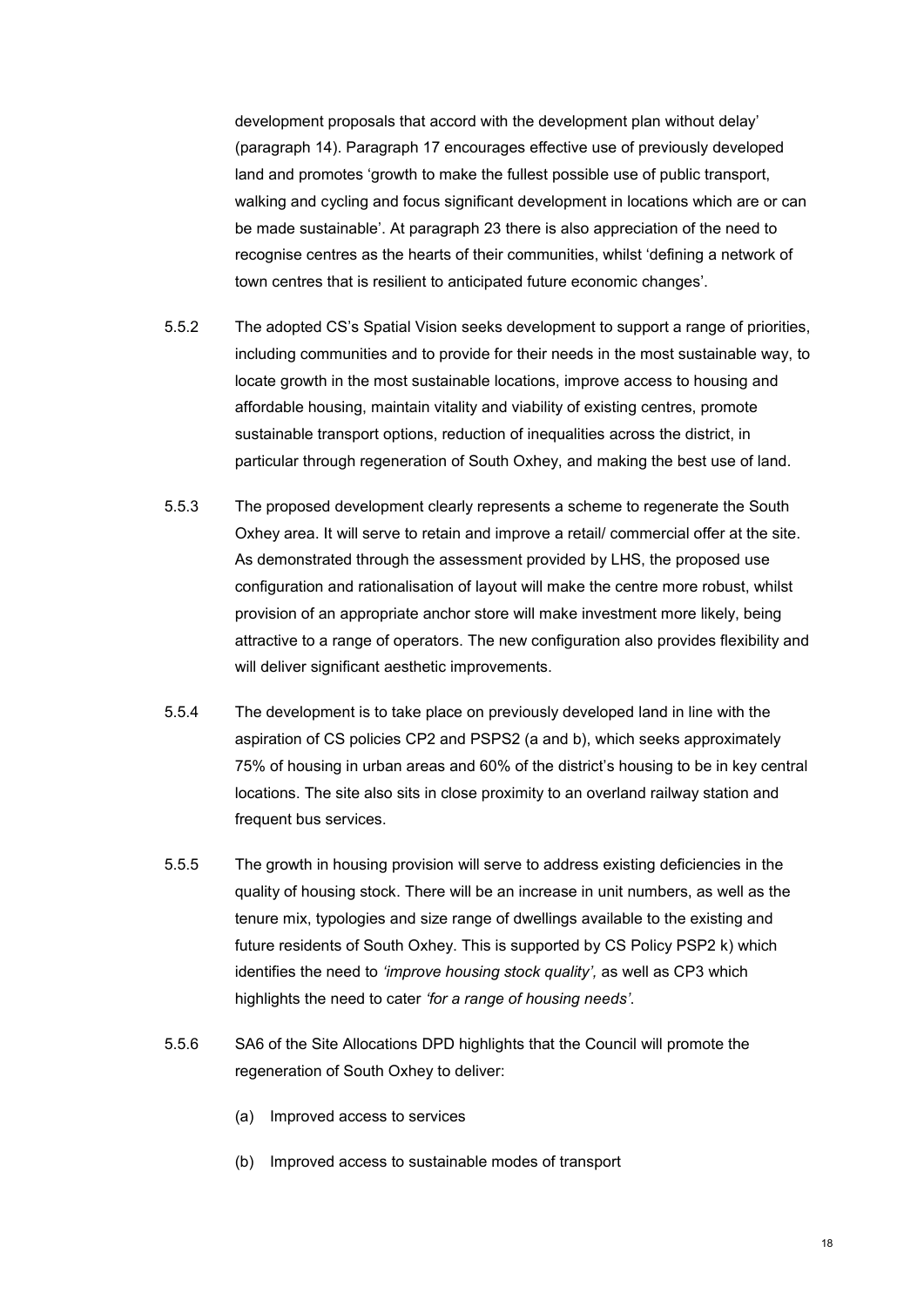development proposals that accord with the development plan without delay' (paragraph 14). Paragraph 17 encourages effective use of previously developed land and promotes 'growth to make the fullest possible use of public transport, walking and cycling and focus significant development in locations which are or can be made sustainable'. At paragraph 23 there is also appreciation of the need to recognise centres as the hearts of their communities, whilst 'defining a network of town centres that is resilient to anticipated future economic changes'.

5.5.2 The adopted CS's Spatial Vision seeks development to support a range of priorities, including communities and to provide for their needs in the most sustainable way, to locate growth in the most sustainable locations, improve access to housing and affordable housing, maintain vitality and viability of existing centres, promote sustainable transport options, reduction of inequalities across the district, in particular through regeneration of South Oxhey, and making the best use of land.

5.5.3 The proposed development clearly represents a scheme to regenerate the South Oxhey area. It will serve to retain and improve a retail/ commercial offer at the site. As demonstrated through the assessment provided by LHS, the proposed use configuration and rationalisation of layout will make the centre more robust, whilst provision of an appropriate anchor store will make investment more likely, being attractive to a range of operators. The new configuration also provides flexibility and will deliver significant aesthetic improvements.

5.5.4 The development is to take place on previously developed land in line with the aspiration of CS policies CP2 and PSPS2 (a and b), which seeks approximately 75% of housing in urban areas and 60% of the district's housing to be in key central locations. The site also sits in close proximity to an overland railway station and frequent bus services.

5.5.5 The growth in housing provision will serve to address existing deficiencies in the quality of housing stock. There will be an increase in unit numbers, as well as the tenure mix, typologies and size range of dwellings available to the existing and future residents of South Oxhey. This is supported by CS Policy PSP2 k) which identifies the need to *'improve housing stock quality',* as well as CP3 which highlights the need to cater *'for a range of housing needs'*.

5.5.6 SA6 of the Site Allocations DPD highlights that the Council will promote the regeneration of South Oxhey to deliver:

(a) Improved access to services

(b) Improved access to sustainable modes of transport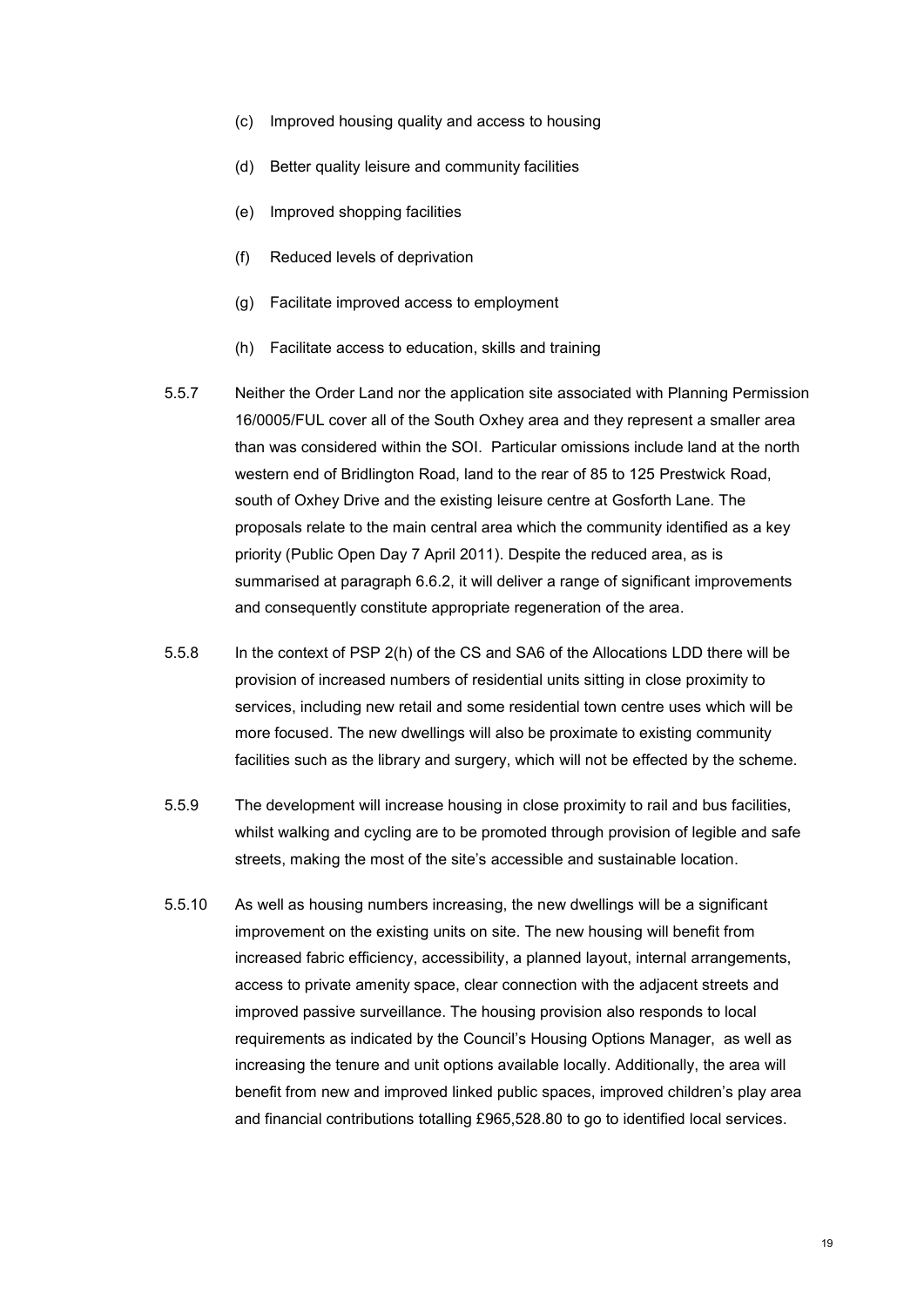(c) Improved housing quality and access to housing

(d) Better quality leisure and community facilities

(e) Improved shopping facilities

(f) Reduced levels of deprivation

(g) Facilitate improved access to employment

(h) Facilitate access to education, skills and training

5.5.7 Neither the Order Land nor the application site associated with Planning Permission 16/0005/FUL cover all of the South Oxhey area and they represent a smaller area than was considered within the SOI. Particular omissions include land at the north western end of Bridlington Road, land to the rear of 85 to 125 Prestwick Road, south of Oxhey Drive and the existing leisure centre at Gosforth Lane. The proposals relate to the main central area which the community identified as a key priority (Public Open Day 7 April 2011). Despite the reduced area, as is summarised at paragraph 6.6.2, it will deliver a range of significant improvements and consequently constitute appropriate regeneration of the area.

5.5.8 In the context of PSP 2(h) of the CS and SA6 of the Allocations LDD there will be provision of increased numbers of residential units sitting in close proximity to services, including new retail and some residential town centre uses which will be more focused. The new dwellings will also be proximate to existing community facilities such as the library and surgery, which will not be effected by the scheme.

5.5.9 The development will increase housing in close proximity to rail and bus facilities, whilst walking and cycling are to be promoted through provision of legible and safe streets, making the most of the site's accessible and sustainable location.

5.5.10 As well as housing numbers increasing, the new dwellings will be a significant improvement on the existing units on site. The new housing will benefit from increased fabric efficiency, accessibility, a planned layout, internal arrangements, access to private amenity space, clear connection with the adjacent streets and improved passive surveillance. The housing provision also responds to local requirements as indicated by the Council's Housing Options Manager, as well as increasing the tenure and unit options available locally. Additionally, the area will benefit from new and improved linked public spaces, improved children's play area and financial contributions totalling £965,528.80 to go to identified local services.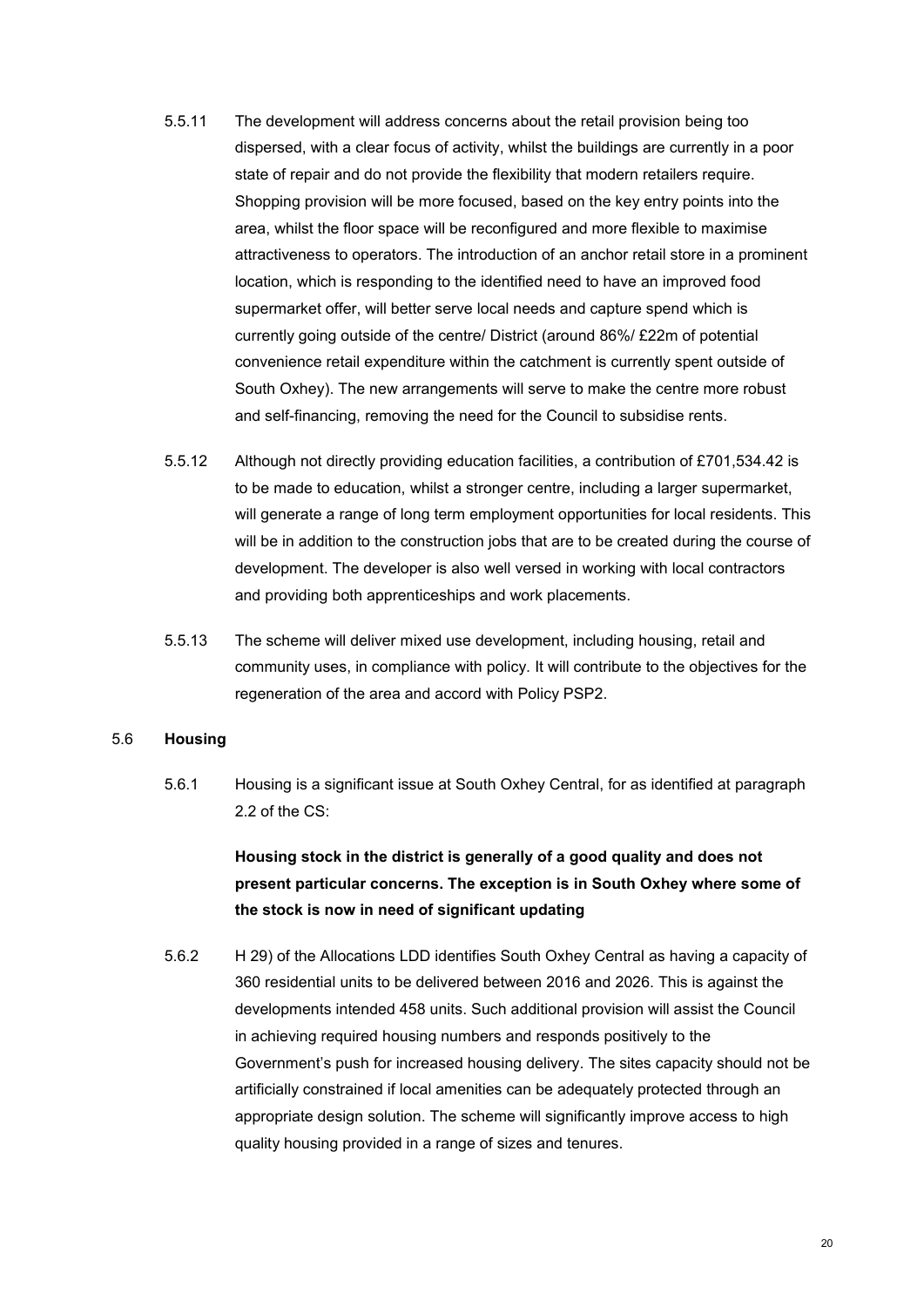5.5.11 The development will address concerns about the retail provision being too dispersed, with a clear focus of activity, whilst the buildings are currently in a poor state of repair and do not provide the flexibility that modern retailers require. Shopping provision will be more focused, based on the key entry points into the area, whilst the floor space will be reconfigured and more flexible to maximise attractiveness to operators. The introduction of an anchor retail store in a prominent location, which is responding to the identified need to have an improved food supermarket offer, will better serve local needs and capture spend which is currently going outside of the centre/ District (around 86%/ £22m of potential convenience retail expenditure within the catchment is currently spent outside of South Oxhey). The new arrangements will serve to make the centre more robust and self-financing, removing the need for the Council to subsidise rents.

5.5.12 Although not directly providing education facilities, a contribution of £701,534.42 is to be made to education, whilst a stronger centre, including a larger supermarket, will generate a range of long term employment opportunities for local residents. This will be in addition to the construction jobs that are to be created during the course of development. The developer is also well versed in working with local contractors and providing both apprenticeships and work placements.

5.5.13 The scheme will deliver mixed use development, including housing, retail and community uses, in compliance with policy. It will contribute to the objectives for the regeneration of the area and accord with Policy PSP2.

## 5.6 Housing

5.6.1 Housing is a significant issue at South Oxhey Central, for as identified at paragraph 2.2 of the CS:

> **Housing stock in the district is generally of a good quality and does not present particular concerns. The exception is in South Oxhey where some of the stock is now in need of significant updating**

5.6.2 H 29) of the Allocations LDD identifies South Oxhey Central as having a capacity of 360 residential units to be delivered between 2016 and 2026. This is against the developments intended 458 units. Such additional provision will assist the Council in achieving required housing numbers and responds positively to the Government's push for increased housing delivery. The sites capacity should not be artificially constrained if local amenities can be adequately protected through an appropriate design solution. The scheme will significantly improve access to high quality housing provided in a range of sizes and tenures.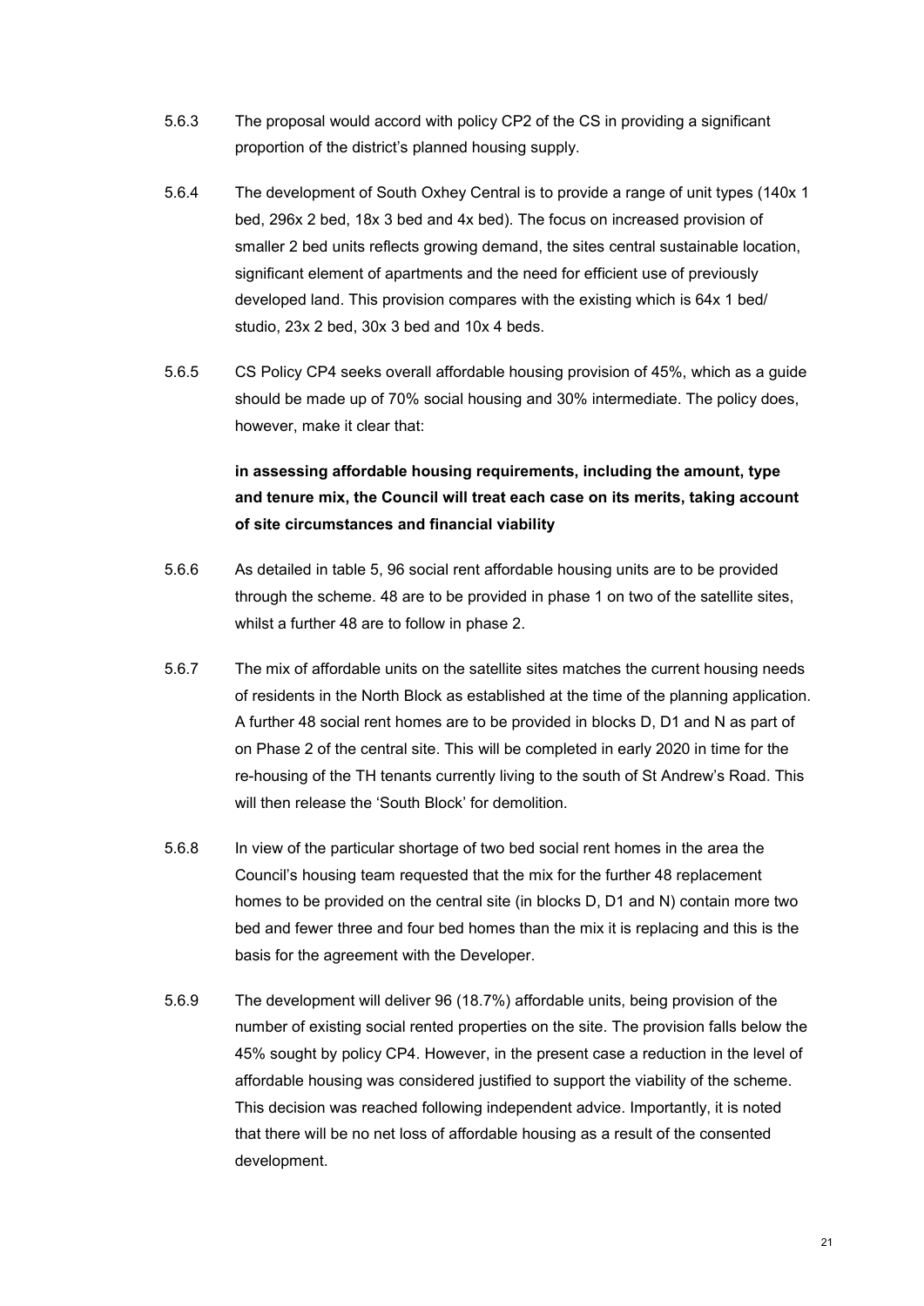5.6.3 The proposal would accord with policy CP2 of the CS in providing a significant proportion of the district's planned housing supply.

5.6.4 The development of South Oxhey Central is to provide a range of unit types (140x 1 bed, 296x 2 bed, 18x 3 bed and 4x bed). The focus on increased provision of smaller 2 bed units reflects growing demand, the sites central sustainable location, significant element of apartments and the need for efficient use of previously developed land. This provision compares with the existing which is 64x 1 bed/ studio, 23x 2 bed, 30x 3 bed and 10x 4 beds.

5.6.5 CS Policy CP4 seeks overall affordable housing provision of 45%, which as a guide should be made up of 70% social housing and 30% intermediate. The policy does, however, make it clear that:

> **in assessing affordable housing requirements, including the amount, type and tenure mix, the Council will treat each case on its merits, taking account of site circumstances and financial viability**

5.6.6 As detailed in table 5, 96 social rent affordable housing units are to be provided through the scheme. 48 are to be provided in phase 1 on two of the satellite sites, whilst a further 48 are to follow in phase 2.

5.6.7 The mix of affordable units on the satellite sites matches the current housing needs of residents in the North Block as established at the time of the planning application. A further 48 social rent homes are to be provided in blocks D, D1 and N as part of on Phase 2 of the central site. This will be completed in early 2020 in time for the re-housing of the TH tenants currently living to the south of St Andrew's Road. This will then release the 'South Block' for demolition.

5.6.8 In view of the particular shortage of two bed social rent homes in the area the Council's housing team requested that the mix for the further 48 replacement homes to be provided on the central site (in blocks D, D1 and N) contain more two bed and fewer three and four bed homes than the mix it is replacing and this is the basis for the agreement with the Developer.

5.6.9 The development will deliver 96 (18.7%) affordable units, being provision of the number of existing social rented properties on the site. The provision falls below the 45% sought by policy CP4. However, in the present case a reduction in the level of affordable housing was considered justified to support the viability of the scheme. This decision was reached following independent advice. Importantly, it is noted that there will be no net loss of affordable housing as a result of the consented development.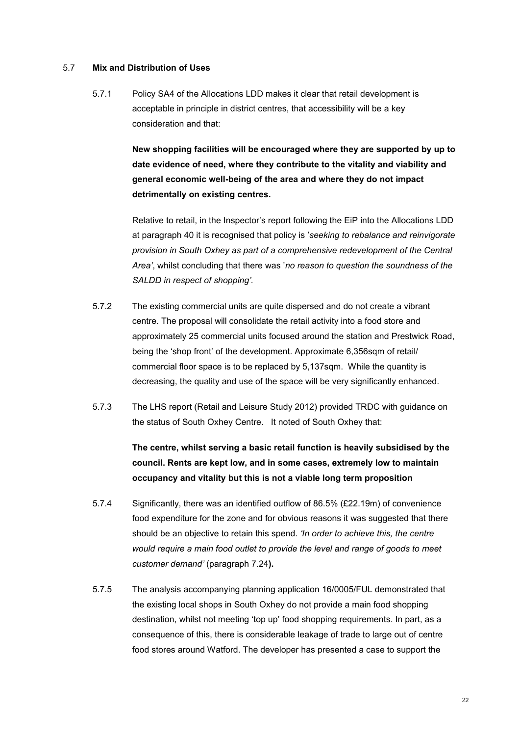### 5.7 **Mix and Distribution of Uses**

5.7.1 Policy SA4 of the Allocations LDD makes it clear that retail development is acceptable in principle in district centres, that accessibility will be a key consideration and that:

**New shopping facilities will be encouraged where they are supported by up to date evidence of need, where they contribute to the vitality and viability and general economic well-being of the area and where they do not impact detrimentally on existing centres.**

Relative to retail, in the Inspector's report following the EiP into the Allocations LDD at paragraph 40 it is recognised that policy is '*seeking to rebalance and reinvigorate provision in South Oxhey as part of a comprehensive redevelopment of the Central Area'*, whilst concluding that there was '*no reason to question the soundness of the SALDD in respect of shopping'.*

5.7.2 The existing commercial units are quite dispersed and do not create a vibrant centre. The proposal will consolidate the retail activity into a food store and approximately 25 commercial units focused around the station and Prestwick Road, being the 'shop front' of the development. Approximate 6,356sqm of retail/ commercial floor space is to be replaced by 5,137sqm. While the quantity is decreasing, the quality and use of the space will be very significantly enhanced.

5.7.3 The LHS report (Retail and Leisure Study 2012) provided TRDC with guidance on the status of South Oxhey Centre. It noted of South Oxhey that:

**The centre, whilst serving a basic retail function is heavily subsidised by the council. Rents are kept low, and in some cases, extremely low to maintain occupancy and vitality but this is not a viable long term proposition**

5.7.4 Significantly, there was an identified outflow of 86.5% (£22.19m) of convenience food expenditure for the zone and for obvious reasons it was suggested that there should be an objective to retain this spend. *'In order to achieve this, the centre would require a main food outlet to provide the level and range of goods to meet customer demand'* (paragraph 7.24**).**

5.7.5 The analysis accompanying planning application 16/0005/FUL demonstrated that the existing local shops in South Oxhey do not provide a main food shopping destination, whilst not meeting 'top up' food shopping requirements. In part, as a consequence of this, there is considerable leakage of trade to large out of centre food stores around Watford. The developer has presented a case to support the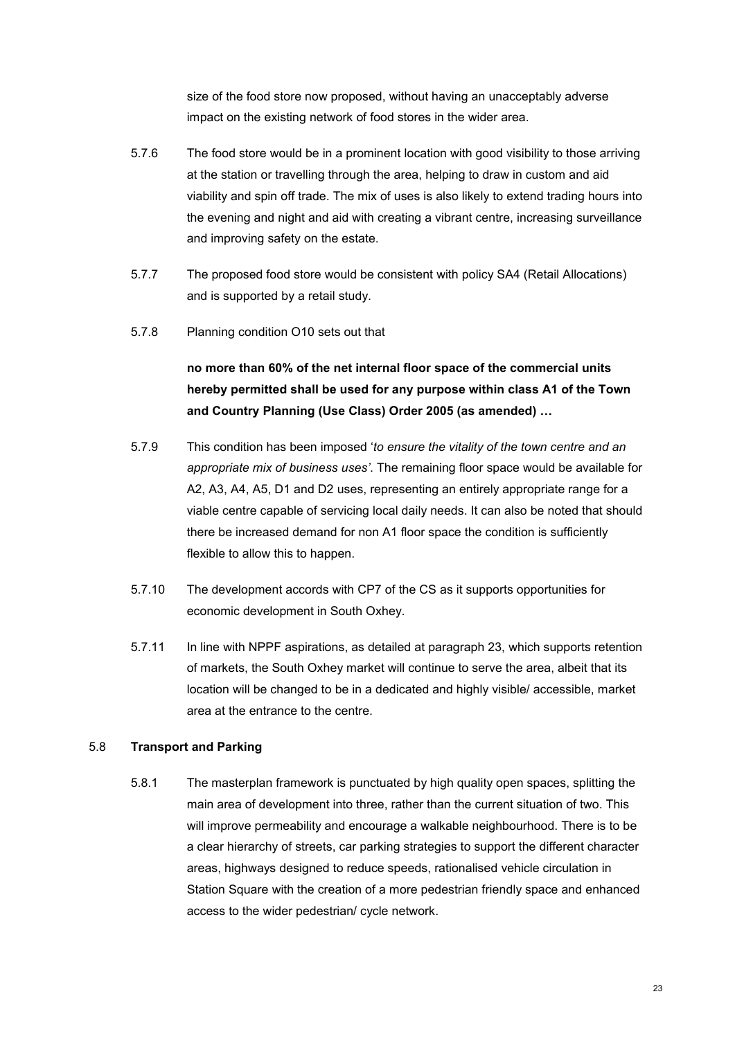size of the food store now proposed, without having an unacceptably adverse impact on the existing network of food stores in the wider area.

5.7.6 The food store would be in a prominent location with good visibility to those arriving at the station or travelling through the area, helping to draw in custom and aid viability and spin off trade. The mix of uses is also likely to extend trading hours into the evening and night and aid with creating a vibrant centre, increasing surveillance and improving safety on the estate.

5.7.7 The proposed food store would be consistent with policy SA4 (Retail Allocations) and is supported by a retail study.

5.7.8 Planning condition O10 sets out that

> **no more than 60% of the net internal floor space of the commercial units hereby permitted shall be used for any purpose within class A1 of the Town and Country Planning (Use Class) Order 2005 (as amended) …**

5.7.9 This condition has been imposed '*to ensure the vitality of the town centre and an appropriate mix of business uses*'. The remaining floor space would be available for A2, A3, A4, A5, D1 and D2 uses, representing an entirely appropriate range for a viable centre capable of servicing local daily needs. It can also be noted that should there be increased demand for non A1 floor space the condition is sufficiently flexible to allow this to happen.

5.7.10 The development accords with CP7 of the CS as it supports opportunities for economic development in South Oxhey.

5.7.11 In line with NPPF aspirations, as detailed at paragraph 23, which supports retention of markets, the South Oxhey market will continue to serve the area, albeit that its location will be changed to be in a dedicated and highly visible/ accessible, market area at the entrance to the centre.

## 5.8 Transport and Parking

5.8.1 The masterplan framework is punctuated by high quality open spaces, splitting the main area of development into three, rather than the current situation of two. This will improve permeability and encourage a walkable neighbourhood. There is to be a clear hierarchy of streets, car parking strategies to support the different character areas, highways designed to reduce speeds, rationalised vehicle circulation in Station Square with the creation of a more pedestrian friendly space and enhanced access to the wider pedestrian/ cycle network.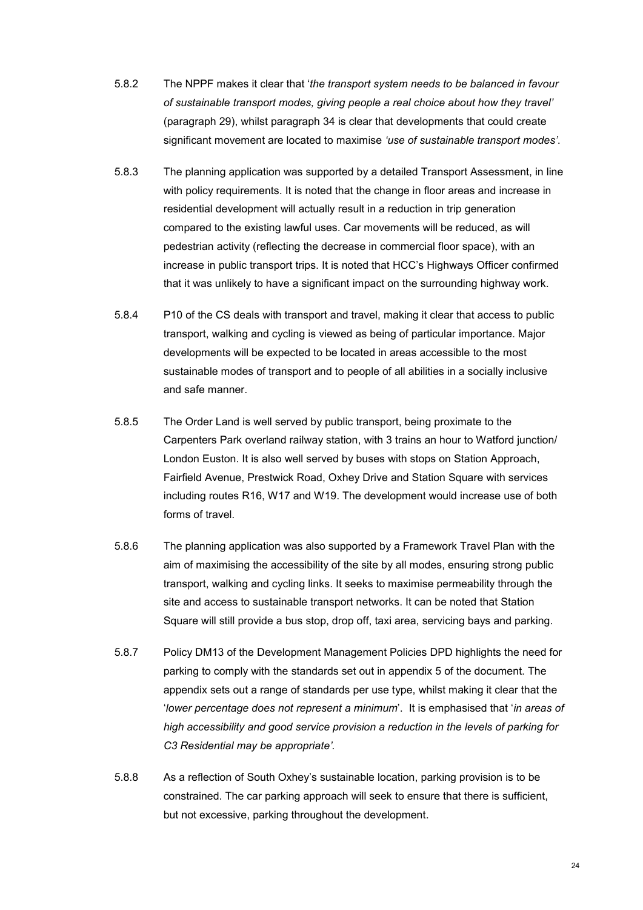5.8.2 The NPPF makes it clear that '*the transport system needs to be balanced in favour of sustainable transport modes, giving people a real choice about how they travel'* (paragraph 29), whilst paragraph 34 is clear that developments that could create significant movement are located to maximise *'use of sustainable transport modes'.*

5.8.3 The planning application was supported by a detailed Transport Assessment, in line with policy requirements. It is noted that the change in floor areas and increase in residential development will actually result in a reduction in trip generation compared to the existing lawful uses. Car movements will be reduced, as will pedestrian activity (reflecting the decrease in commercial floor space), with an increase in public transport trips. It is noted that HCC's Highways Officer confirmed that it was unlikely to have a significant impact on the surrounding highway work.

5.8.4 P10 of the CS deals with transport and travel, making it clear that access to public transport, walking and cycling is viewed as being of particular importance. Major developments will be expected to be located in areas accessible to the most sustainable modes of transport and to people of all abilities in a socially inclusive and safe manner.

5.8.5 The Order Land is well served by public transport, being proximate to the Carpenters Park overland railway station, with 3 trains an hour to Watford junction/ London Euston. It is also well served by buses with stops on Station Approach, Fairfield Avenue, Prestwick Road, Oxhey Drive and Station Square with services including routes R16, W17 and W19. The development would increase use of both forms of travel.

5.8.6 The planning application was also supported by a Framework Travel Plan with the aim of maximising the accessibility of the site by all modes, ensuring strong public transport, walking and cycling links. It seeks to maximise permeability through the site and access to sustainable transport networks. It can be noted that Station Square will still provide a bus stop, drop off, taxi area, servicing bays and parking.

5.8.7 Policy DM13 of the Development Management Policies DPD highlights the need for parking to comply with the standards set out in appendix 5 of the document. The appendix sets out a range of standards per use type, whilst making it clear that the '*lower percentage does not represent a minimum*'. It is emphasised that '*in areas of high accessibility and good service provision a reduction in the levels of parking for C3 Residential may be appropriate'.*

5.8.8 As a reflection of South Oxhey's sustainable location, parking provision is to be constrained. The car parking approach will seek to ensure that there is sufficient, but not excessive, parking throughout the development.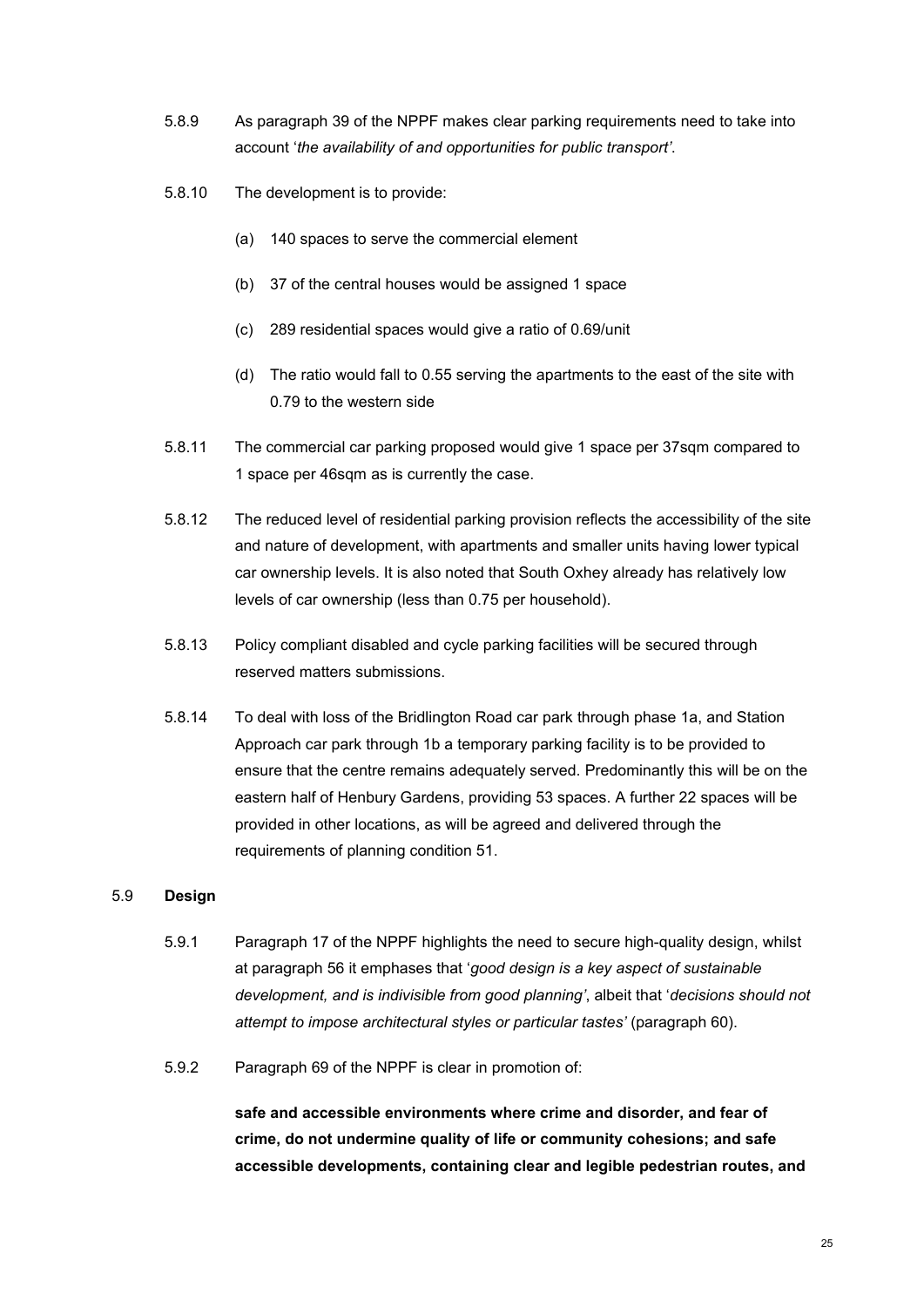5.8.9 As paragraph 39 of the NPPF makes clear parking requirements need to take into account '*the availability of and opportunities for public transport'*.

5.8.10 The development is to provide:

(a) 140 spaces to serve the commercial element

(b) 37 of the central houses would be assigned 1 space

(c) 289 residential spaces would give a ratio of 0.69/unit

(d) The ratio would fall to 0.55 serving the apartments to the east of the site with 0.79 to the western side

5.8.11 The commercial car parking proposed would give 1 space per 37sqm compared to 1 space per 46sqm as is currently the case.

5.8.12 The reduced level of residential parking provision reflects the accessibility of the site and nature of development, with apartments and smaller units having lower typical car ownership levels. It is also noted that South Oxhey already has relatively low levels of car ownership (less than 0.75 per household).

5.8.13 Policy compliant disabled and cycle parking facilities will be secured through reserved matters submissions.

5.8.14 To deal with loss of the Bridlington Road car park through phase 1a, and Station Approach car park through 1b a temporary parking facility is to be provided to ensure that the centre remains adequately served. Predominantly this will be on the eastern half of Henbury Gardens, providing 53 spaces. A further 22 spaces will be provided in other locations, as will be agreed and delivered through the requirements of planning condition 51.

## 5.9 Design

5.9.1 Paragraph 17 of the NPPF highlights the need to secure high-quality design, whilst at paragraph 56 it emphases that '*good design is a key aspect of sustainable development, and is indivisible from good planning'*, albeit that '*decisions should not attempt to impose architectural styles or particular tastes'* (paragraph 60).

5.9.2 Paragraph 69 of the NPPF is clear in promotion of:

**safe and accessible environments where crime and disorder, and fear of crime, do not undermine quality of life or community cohesions; and safe accessible developments, containing clear and legible pedestrian routes, and**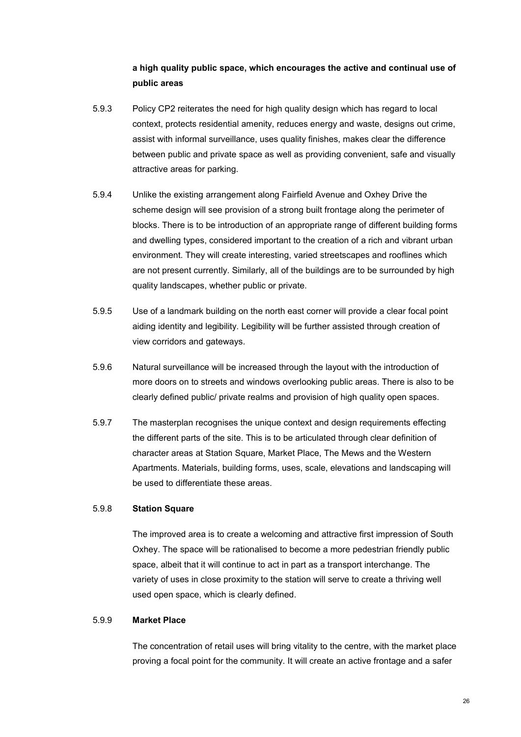**a high quality public space, which encourages the active and continual use of public areas**

5.9.3 Policy CP2 reiterates the need for high quality design which has regard to local context, protects residential amenity, reduces energy and waste, designs out crime, assist with informal surveillance, uses quality finishes, makes clear the difference between public and private space as well as providing convenient, safe and visually attractive areas for parking.

5.9.4 Unlike the existing arrangement along Fairfield Avenue and Oxhey Drive the scheme design will see provision of a strong built frontage along the perimeter of blocks. There is to be introduction of an appropriate range of different building forms and dwelling types, considered important to the creation of a rich and vibrant urban environment. They will create interesting, varied streetscapes and rooflines which are not present currently. Similarly, all of the buildings are to be surrounded by high quality landscapes, whether public or private.

5.9.5 Use of a landmark building on the north east corner will provide a clear focal point aiding identity and legibility. Legibility will be further assisted through creation of view corridors and gateways.

5.9.6 Natural surveillance will be increased through the layout with the introduction of more doors on to streets and windows overlooking public areas. There is also to be clearly defined public/ private realms and provision of high quality open spaces.

5.9.7 The masterplan recognises the unique context and design requirements effecting the different parts of the site. This is to be articulated through clear definition of character areas at Station Square, Market Place, The Mews and the Western Apartments. Materials, building forms, uses, scale, elevations and landscaping will be used to differentiate these areas.

5.9.8 **Station Square**

The improved area is to create a welcoming and attractive first impression of South Oxhey. The space will be rationalised to become a more pedestrian friendly public space, albeit that it will continue to act in part as a transport interchange. The variety of uses in close proximity to the station will serve to create a thriving well used open space, which is clearly defined.

5.9.9 **Market Place**

The concentration of retail uses will bring vitality to the centre, with the market place proving a focal point for the community. It will create an active frontage and a safer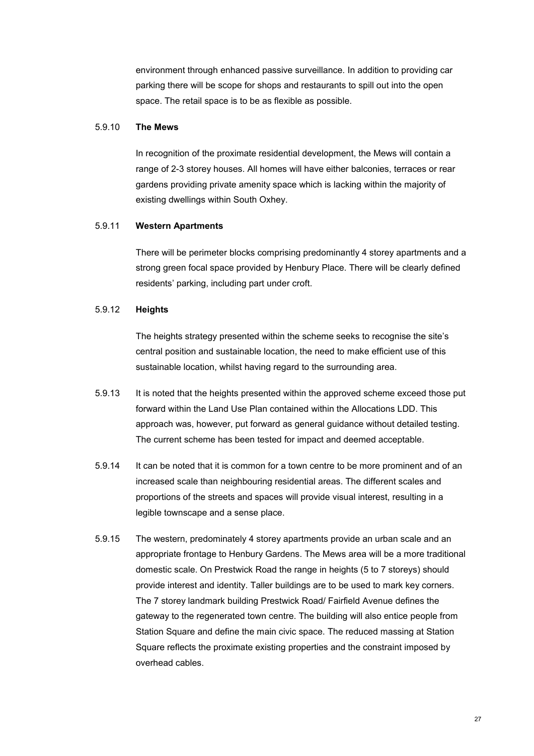environment through enhanced passive surveillance. In addition to providing car parking there will be scope for shops and restaurants to spill out into the open space. The retail space is to be as flexible as possible.

5.9.10 **The Mews**

In recognition of the proximate residential development, the Mews will contain a range of 2-3 storey houses. All homes will have either balconies, terraces or rear gardens providing private amenity space which is lacking within the majority of existing dwellings within South Oxhey.

5.9.11 **Western Apartments**

There will be perimeter blocks comprising predominantly 4 storey apartments and a strong green focal space provided by Henbury Place. There will be clearly defined residents' parking, including part under croft.

5.9.12 **Heights**

The heights strategy presented within the scheme seeks to recognise the site's central position and sustainable location, the need to make efficient use of this sustainable location, whilst having regard to the surrounding area.

5.9.13 It is noted that the heights presented within the approved scheme exceed those put forward within the Land Use Plan contained within the Allocations LDD. This approach was, however, put forward as general guidance without detailed testing. The current scheme has been tested for impact and deemed acceptable.

5.9.14 It can be noted that it is common for a town centre to be more prominent and of an increased scale than neighbouring residential areas. The different scales and proportions of the streets and spaces will provide visual interest, resulting in a legible townscape and a sense place.

5.9.15 The western, predominately 4 storey apartments provide an urban scale and an appropriate frontage to Henbury Gardens. The Mews area will be a more traditional domestic scale. On Prestwick Road the range in heights (5 to 7 storeys) should provide interest and identity. Taller buildings are to be used to mark key corners. The 7 storey landmark building Prestwick Road/ Fairfield Avenue defines the gateway to the regenerated town centre. The building will also entice people from Station Square and define the main civic space. The reduced massing at Station Square reflects the proximate existing properties and the constraint imposed by overhead cables.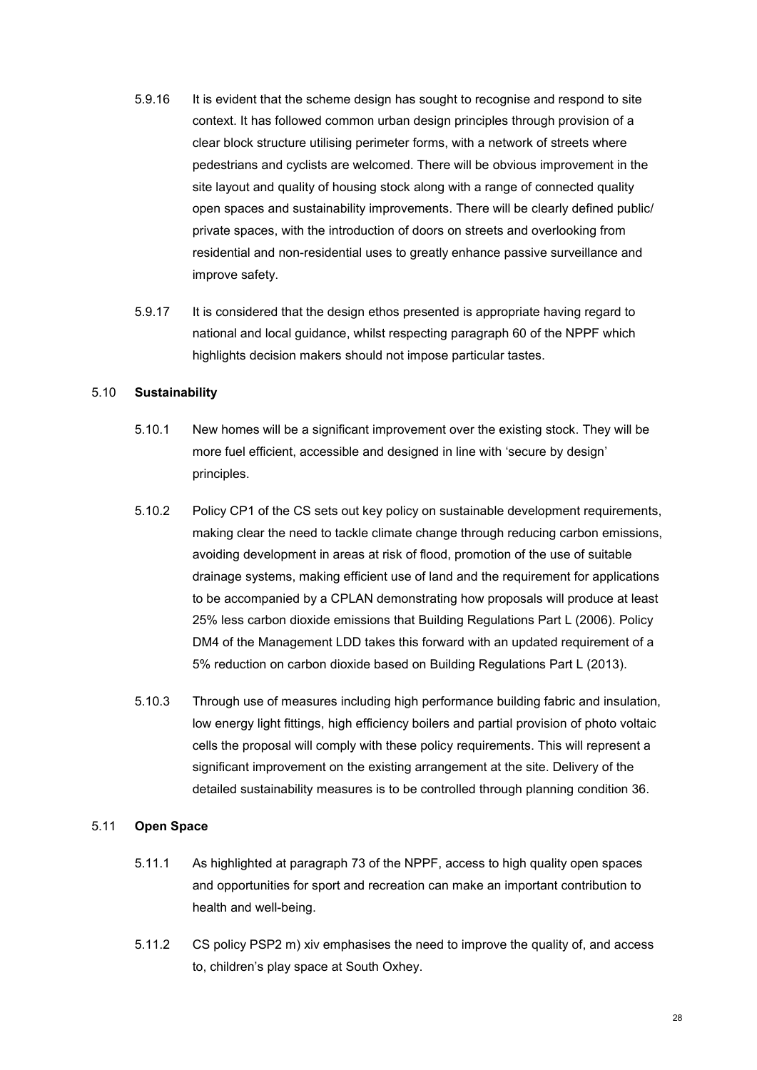5.9.16 It is evident that the scheme design has sought to recognise and respond to site context. It has followed common urban design principles through provision of a clear block structure utilising perimeter forms, with a network of streets where pedestrians and cyclists are welcomed. There will be obvious improvement in the site layout and quality of housing stock along with a range of connected quality open spaces and sustainability improvements. There will be clearly defined public/ private spaces, with the introduction of doors on streets and overlooking from residential and non-residential uses to greatly enhance passive surveillance and improve safety.

5.9.17 It is considered that the design ethos presented is appropriate having regard to national and local guidance, whilst respecting paragraph 60 of the NPPF which highlights decision makers should not impose particular tastes.

## 5.10 **Sustainability**

5.10.1 New homes will be a significant improvement over the existing stock. They will be more fuel efficient, accessible and designed in line with 'secure by design' principles.

5.10.2 Policy CP1 of the CS sets out key policy on sustainable development requirements, making clear the need to tackle climate change through reducing carbon emissions, avoiding development in areas at risk of flood, promotion of the use of suitable drainage systems, making efficient use of land and the requirement for applications to be accompanied by a CPLAN demonstrating how proposals will produce at least 25% less carbon dioxide emissions that Building Regulations Part L (2006). Policy DM4 of the Management LDD takes this forward with an updated requirement of a 5% reduction on carbon dioxide based on Building Regulations Part L (2013).

5.10.3 Through use of measures including high performance building fabric and insulation, low energy light fittings, high efficiency boilers and partial provision of photo voltaic cells the proposal will comply with these policy requirements. This will represent a significant improvement on the existing arrangement at the site. Delivery of the detailed sustainability measures is to be controlled through planning condition 36.

## 5.11 **Open Space**

5.11.1 As highlighted at paragraph 73 of the NPPF, access to high quality open spaces and opportunities for sport and recreation can make an important contribution to health and well-being.

5.11.2 CS policy PSP2 m) xiv emphasises the need to improve the quality of, and access to, children's play space at South Oxhey.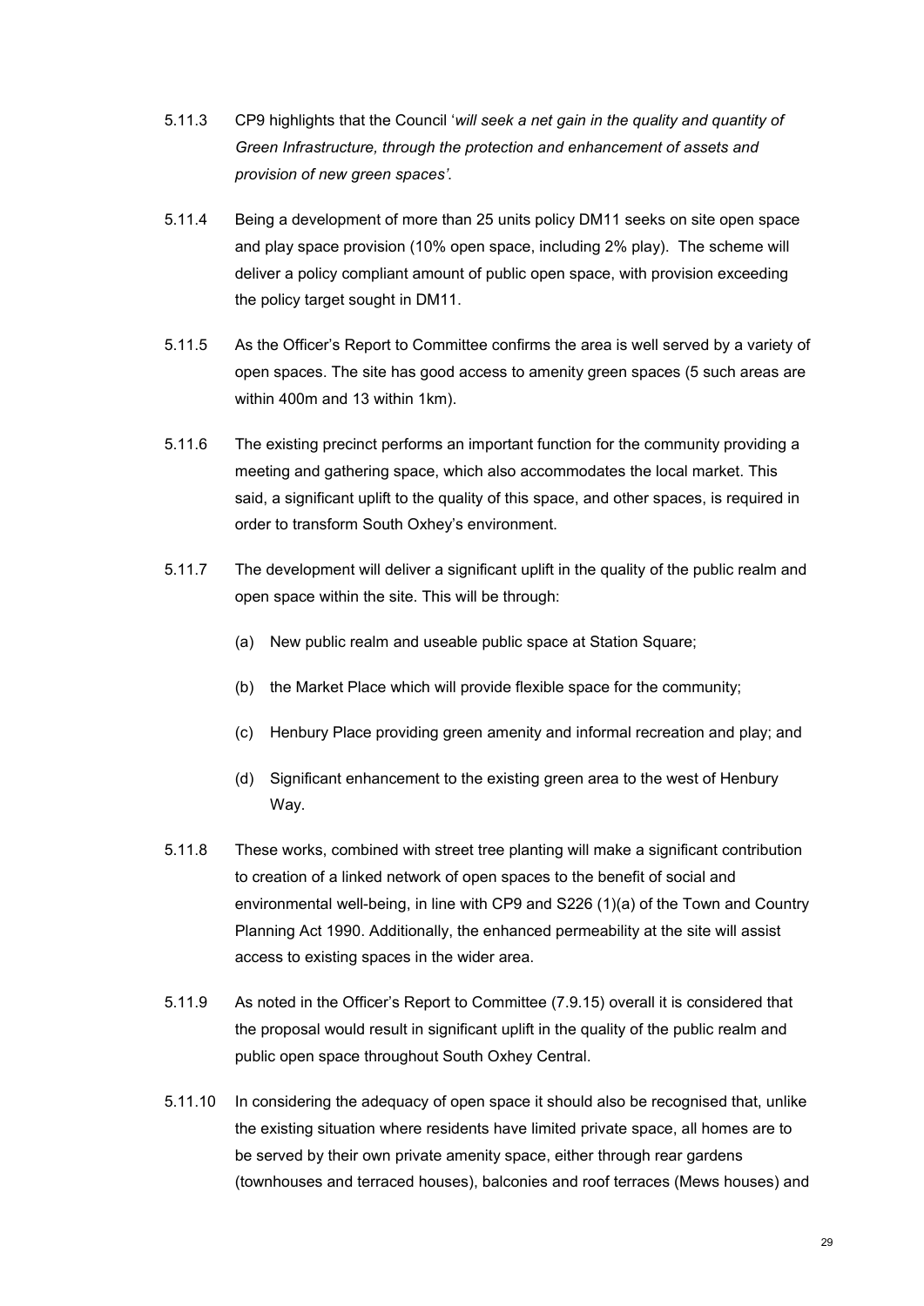5.11.3 CP9 highlights that the Council '*will seek a net gain in the quality and quantity of Green Infrastructure, through the protection and enhancement of assets and provision of new green spaces'*.

5.11.4 Being a development of more than 25 units policy DM11 seeks on site open space and play space provision (10% open space, including 2% play). The scheme will deliver a policy compliant amount of public open space, with provision exceeding the policy target sought in DM11.

5.11.5 As the Officer's Report to Committee confirms the area is well served by a variety of open spaces. The site has good access to amenity green spaces (5 such areas are within 400m and 13 within 1km).

5.11.6 The existing precinct performs an important function for the community providing a meeting and gathering space, which also accommodates the local market. This said, a significant uplift to the quality of this space, and other spaces, is required in order to transform South Oxhey's environment.

5.11.7 The development will deliver a significant uplift in the quality of the public realm and open space within the site. This will be through:

(a) New public realm and useable public space at Station Square;

(b) the Market Place which will provide flexible space for the community;

(c) Henbury Place providing green amenity and informal recreation and play; and

(d) Significant enhancement to the existing green area to the west of Henbury Way.

5.11.8 These works, combined with street tree planting will make a significant contribution to creation of a linked network of open spaces to the benefit of social and environmental well-being, in line with CP9 and S226 (1)(a) of the Town and Country Planning Act 1990. Additionally, the enhanced permeability at the site will assist access to existing spaces in the wider area.

5.11.9 As noted in the Officer's Report to Committee (7.9.15) overall it is considered that the proposal would result in significant uplift in the quality of the public realm and public open space throughout South Oxhey Central.

5.11.10 In considering the adequacy of open space it should also be recognised that, unlike the existing situation where residents have limited private space, all homes are to be served by their own private amenity space, either through rear gardens (townhouses and terraced houses), balconies and roof terraces (Mews houses) and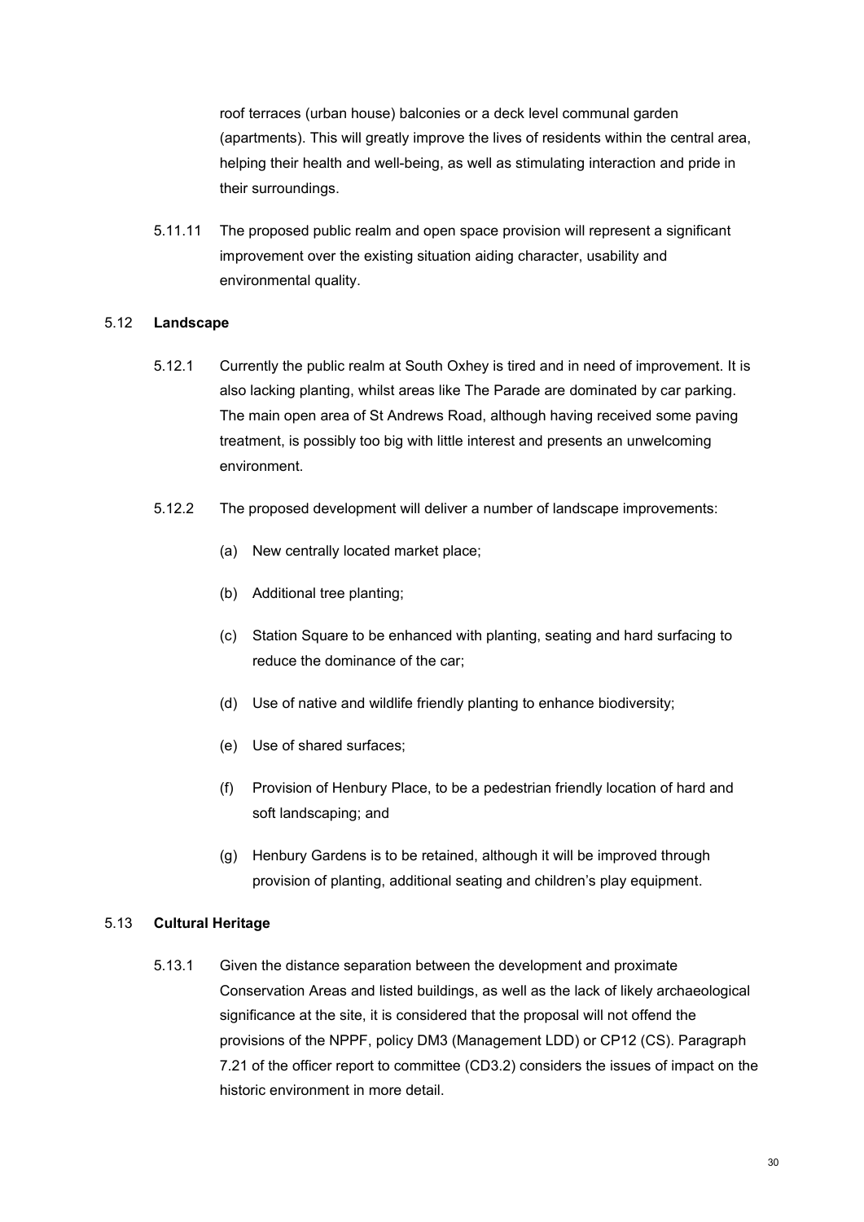roof terraces (urban house) balconies or a deck level communal garden (apartments). This will greatly improve the lives of residents within the central area, helping their health and well-being, as well as stimulating interaction and pride in their surroundings.

5.11.11 The proposed public realm and open space provision will represent a significant improvement over the existing situation aiding character, usability and environmental quality.

## 5.12 Landscape

5.12.1 Currently the public realm at South Oxhey is tired and in need of improvement. It is also lacking planting, whilst areas like The Parade are dominated by car parking. The main open area of St Andrews Road, although having received some paving treatment, is possibly too big with little interest and presents an unwelcoming environment.

5.12.2 The proposed development will deliver a number of landscape improvements:

(a) New centrally located market place;

(b) Additional tree planting;

(c) Station Square to be enhanced with planting, seating and hard surfacing to reduce the dominance of the car;

(d) Use of native and wildlife friendly planting to enhance biodiversity;

(e) Use of shared surfaces;

(f) Provision of Henbury Place, to be a pedestrian friendly location of hard and soft landscaping; and

(g) Henbury Gardens is to be retained, although it will be improved through provision of planting, additional seating and children's play equipment.

## 5.13 Cultural Heritage

5.13.1 Given the distance separation between the development and proximate Conservation Areas and listed buildings, as well as the lack of likely archaeological significance at the site, it is considered that the proposal will not offend the provisions of the NPPF, policy DM3 (Management LDD) or CP12 (CS). Paragraph 7.21 of the officer report to committee (CD3.2) considers the issues of impact on the historic environment in more detail.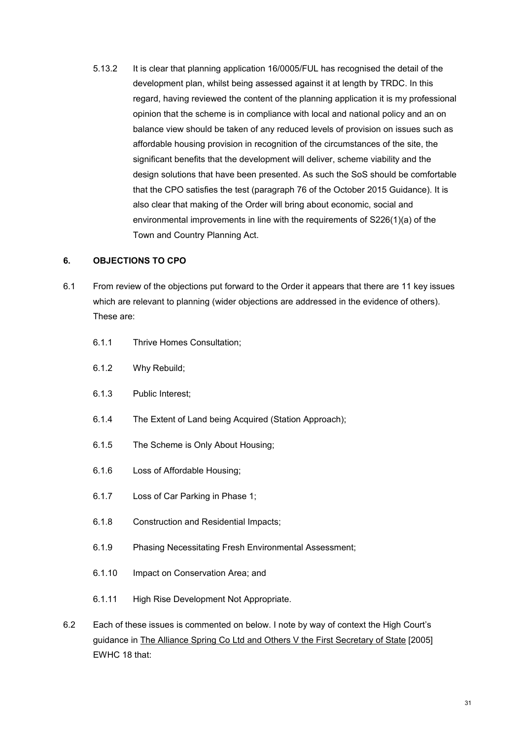5.13.2 It is clear that planning application 16/0005/FUL has recognised the detail of the development plan, whilst being assessed against it at length by TRDC. In this regard, having reviewed the content of the planning application it is my professional opinion that the scheme is in compliance with local and national policy and an on balance view should be taken of any reduced levels of provision on issues such as affordable housing provision in recognition of the circumstances of the site, the significant benefits that the development will deliver, scheme viability and the design solutions that have been presented. As such the SoS should be comfortable that the CPO satisfies the test (paragraph 76 of the October 2015 Guidance). It is also clear that making of the Order will bring about economic, social and environmental improvements in line with the requirements of S226(1)(a) of the Town and Country Planning Act.

## 6. OBJECTIONS TO CPO

6.1 From review of the objections put forward to the Order it appears that there are 11 key issues which are relevant to planning (wider objections are addressed in the evidence of others). These are:

6.1.1 Thrive Homes Consultation;

6.1.2 Why Rebuild;

6.1.3 Public Interest;

6.1.4 The Extent of Land being Acquired (Station Approach);

6.1.5 The Scheme is Only About Housing;

6.1.6 Loss of Affordable Housing;

6.1.7 Loss of Car Parking in Phase 1;

6.1.8 Construction and Residential Impacts;

6.1.9 Phasing Necessitating Fresh Environmental Assessment;

6.1.10 Impact on Conservation Area; and

6.1.11 High Rise Development Not Appropriate.

6.2 Each of these issues is commented on below. I note by way of context the High Court's guidance in The Alliance Spring Co Ltd and Others V the First Secretary of State [2005] EWHC 18 that: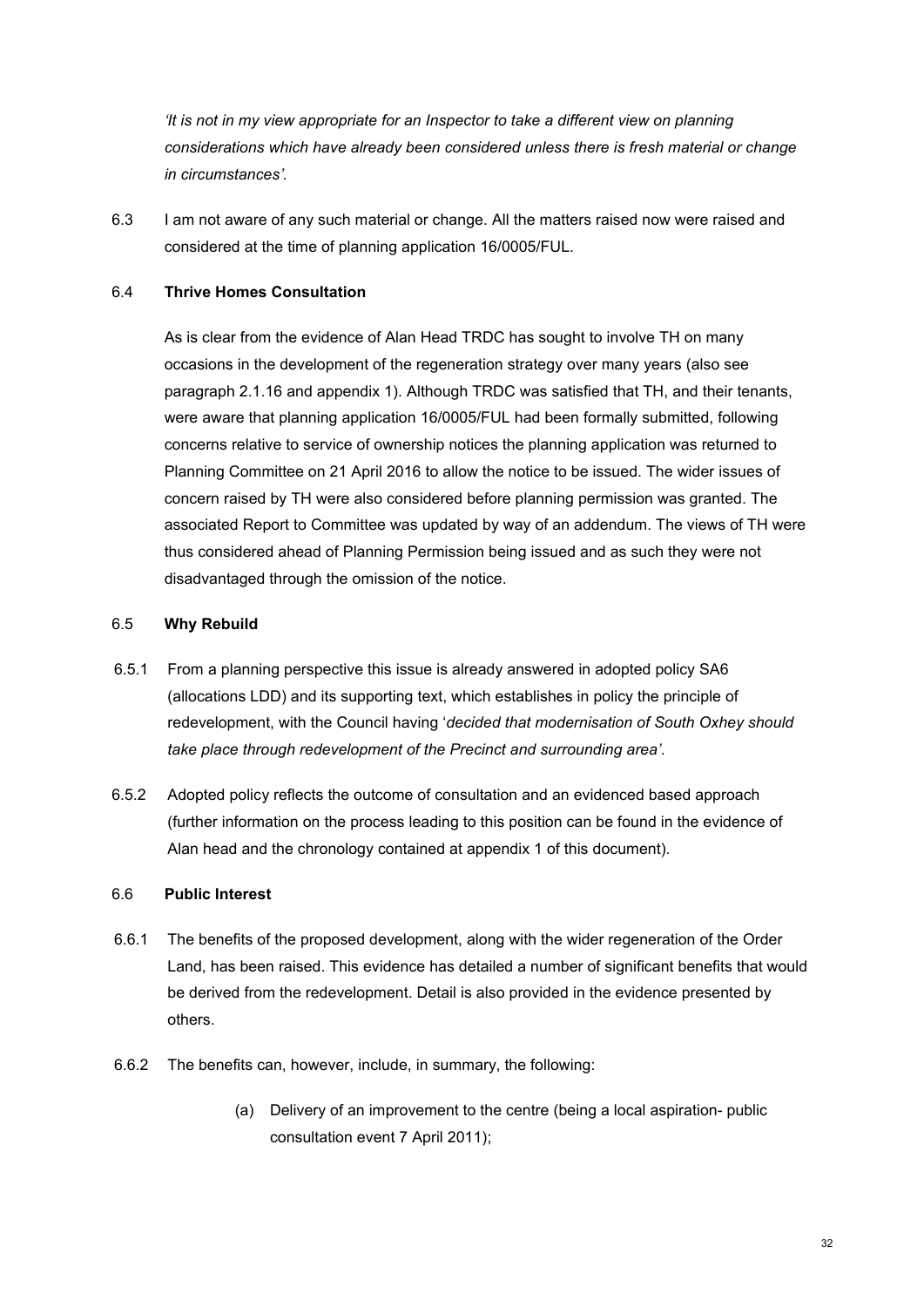*'It is not in my view appropriate for an Inspector to take a different view on planning considerations which have already been considered unless there is fresh material or change in circumstances'.*

6.3 I am not aware of any such material or change. All the matters raised now were raised and considered at the time of planning application 16/0005/FUL.

6.4 **Thrive Homes Consultation**

As is clear from the evidence of Alan Head TRDC has sought to involve TH on many occasions in the development of the regeneration strategy over many years (also see paragraph 2.1.16 and appendix 1). Although TRDC was satisfied that TH, and their tenants, were aware that planning application 16/0005/FUL had been formally submitted, following concerns relative to service of ownership notices the planning application was returned to Planning Committee on 21 April 2016 to allow the notice to be issued. The wider issues of concern raised by TH were also considered before planning permission was granted. The associated Report to Committee was updated by way of an addendum. The views of TH were thus considered ahead of Planning Permission being issued and as such they were not disadvantaged through the omission of the notice.

6.5 **Why Rebuild**

6.5.1 From a planning perspective this issue is already answered in adopted policy SA6 (allocations LDD) and its supporting text, which establishes in policy the principle of redevelopment, with the Council having '*decided that modernisation of South Oxhey should take place through redevelopment of the Precinct and surrounding area'*.

6.5.2 Adopted policy reflects the outcome of consultation and an evidenced based approach (further information on the process leading to this position can be found in the evidence of Alan head and the chronology contained at appendix 1 of this document).

6.6 **Public Interest**

6.6.1 The benefits of the proposed development, along with the wider regeneration of the Order Land, has been raised. This evidence has detailed a number of significant benefits that would be derived from the redevelopment. Detail is also provided in the evidence presented by others.

6.6.2 The benefits can, however, include, in summary, the following:

(a) Delivery of an improvement to the centre (being a local aspiration- public consultation event 7 April 2011);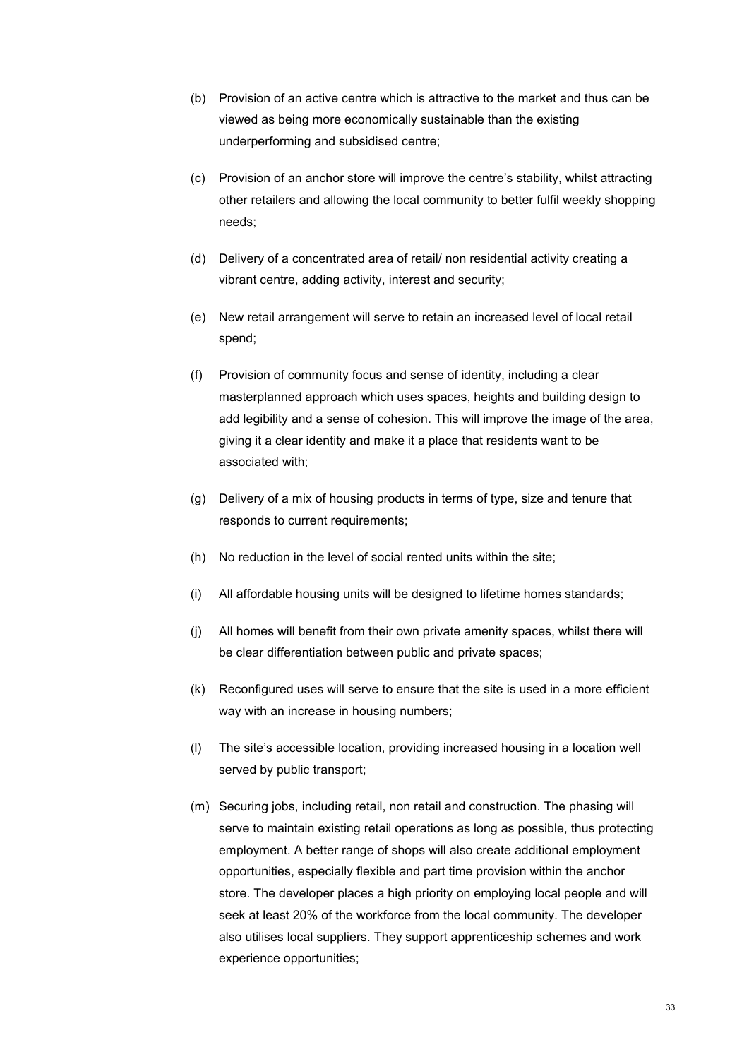(b) Provision of an active centre which is attractive to the market and thus can be viewed as being more economically sustainable than the existing underperforming and subsidised centre;

(c) Provision of an anchor store will improve the centre's stability, whilst attracting other retailers and allowing the local community to better fulfil weekly shopping needs;

(d) Delivery of a concentrated area of retail/ non residential activity creating a vibrant centre, adding activity, interest and security;

(e) New retail arrangement will serve to retain an increased level of local retail spend;

(f) Provision of community focus and sense of identity, including a clear masterplanned approach which uses spaces, heights and building design to add legibility and a sense of cohesion. This will improve the image of the area, giving it a clear identity and make it a place that residents want to be associated with;

(g) Delivery of a mix of housing products in terms of type, size and tenure that responds to current requirements;

(h) No reduction in the level of social rented units within the site;

(i) All affordable housing units will be designed to lifetime homes standards;

(j) All homes will benefit from their own private amenity spaces, whilst there will be clear differentiation between public and private spaces;

(k) Reconfigured uses will serve to ensure that the site is used in a more efficient way with an increase in housing numbers;

(l) The site's accessible location, providing increased housing in a location well served by public transport;

(m) Securing jobs, including retail, non retail and construction. The phasing will serve to maintain existing retail operations as long as possible, thus protecting employment. A better range of shops will also create additional employment opportunities, especially flexible and part time provision within the anchor store. The developer places a high priority on employing local people and will seek at least 20% of the workforce from the local community. The developer also utilises local suppliers. They support apprenticeship schemes and work experience opportunities;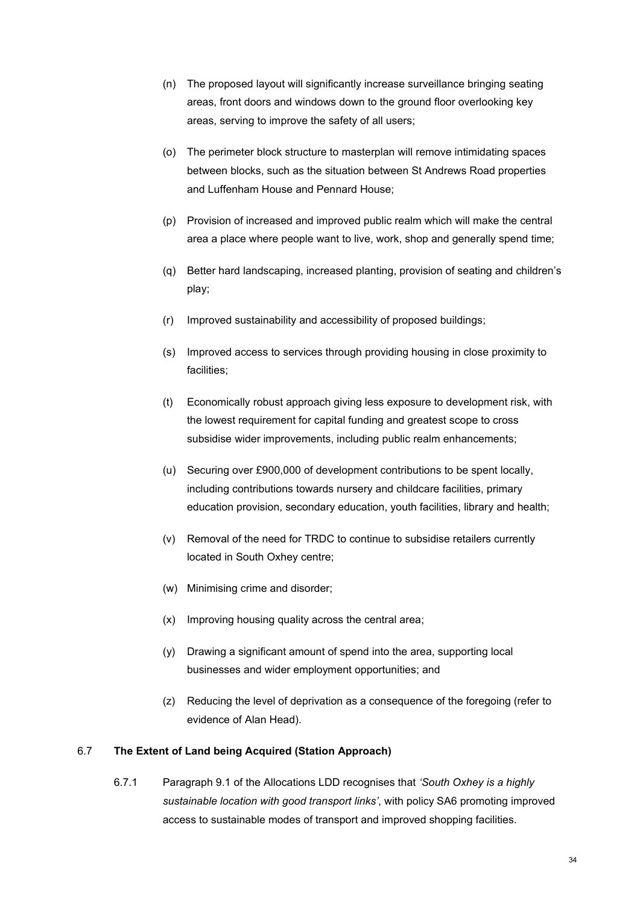(n) The proposed layout will significantly increase surveillance bringing seating areas, front doors and windows down to the ground floor overlooking key areas, serving to improve the safety of all users;

(o) The perimeter block structure to masterplan will remove intimidating spaces between blocks, such as the situation between St Andrews Road properties and Luffenham House and Pennard House;

(p) Provision of increased and improved public realm which will make the central area a place where people want to live, work, shop and generally spend time;

(q) Better hard landscaping, increased planting, provision of seating and children's play;

(r) Improved sustainability and accessibility of proposed buildings;

(s) Improved access to services through providing housing in close proximity to facilities;

(t) Economically robust approach giving less exposure to development risk, with the lowest requirement for capital funding and greatest scope to cross subsidise wider improvements, including public realm enhancements;

(u) Securing over £900,000 of development contributions to be spent locally, including contributions towards nursery and childcare facilities, primary education provision, secondary education, youth facilities, library and health;

(v) Removal of the need for TRDC to continue to subsidise retailers currently located in South Oxhey centre;

(w) Minimising crime and disorder;

(x) Improving housing quality across the central area;

(y) Drawing a significant amount of spend into the area, supporting local businesses and wider employment opportunities; and

(z) Reducing the level of deprivation as a consequence of the foregoing (refer to evidence of Alan Head).

### 6.7 The Extent of Land being Acquired (Station Approach)

6.7.1 Paragraph 9.1 of the Allocations LDD recognises that *'South Oxhey is a highly sustainable location with good transport links'*, with policy SA6 promoting improved access to sustainable modes of transport and improved shopping facilities.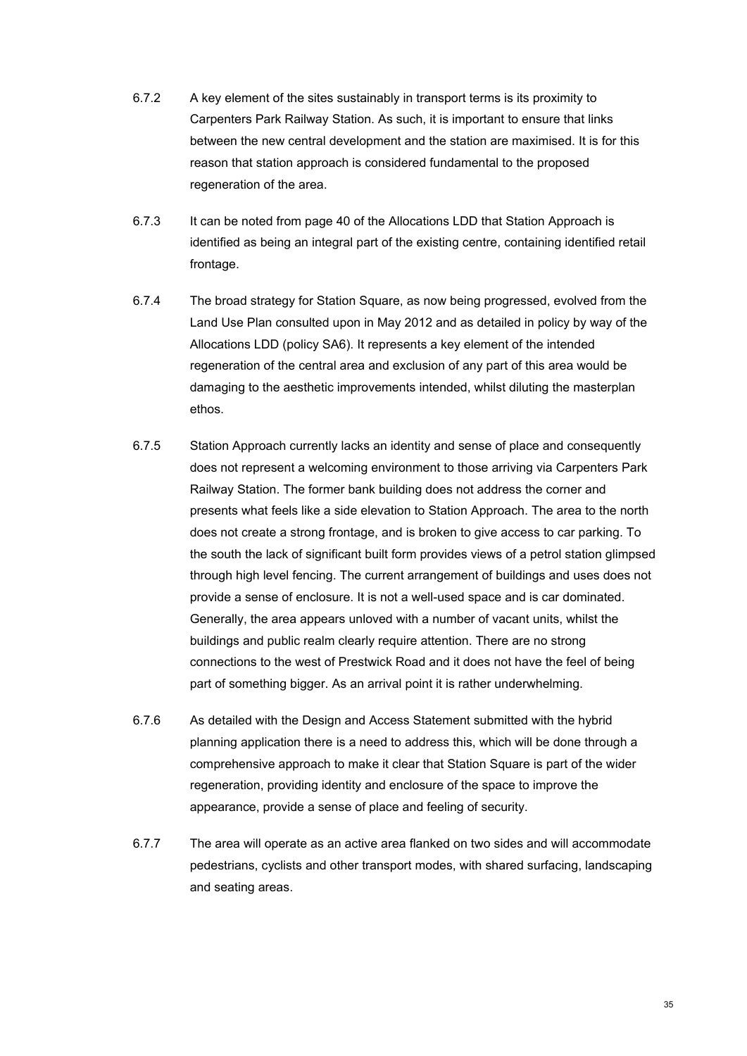6.7.2 A key element of the sites sustainably in transport terms is its proximity to Carpenters Park Railway Station. As such, it is important to ensure that links between the new central development and the station are maximised. It is for this reason that station approach is considered fundamental to the proposed regeneration of the area.

6.7.3 It can be noted from page 40 of the Allocations LDD that Station Approach is identified as being an integral part of the existing centre, containing identified retail frontage.

6.7.4 The broad strategy for Station Square, as now being progressed, evolved from the Land Use Plan consulted upon in May 2012 and as detailed in policy by way of the Allocations LDD (policy SA6). It represents a key element of the intended regeneration of the central area and exclusion of any part of this area would be damaging to the aesthetic improvements intended, whilst diluting the masterplan ethos.

6.7.5 Station Approach currently lacks an identity and sense of place and consequently does not represent a welcoming environment to those arriving via Carpenters Park Railway Station. The former bank building does not address the corner and presents what feels like a side elevation to Station Approach. The area to the north does not create a strong frontage, and is broken to give access to car parking. To the south the lack of significant built form provides views of a petrol station glimpsed through high level fencing. The current arrangement of buildings and uses does not provide a sense of enclosure. It is not a well-used space and is car dominated. Generally, the area appears unloved with a number of vacant units, whilst the buildings and public realm clearly require attention. There are no strong connections to the west of Prestwick Road and it does not have the feel of being part of something bigger. As an arrival point it is rather underwhelming.

6.7.6 As detailed with the Design and Access Statement submitted with the hybrid planning application there is a need to address this, which will be done through a comprehensive approach to make it clear that Station Square is part of the wider regeneration, providing identity and enclosure of the space to improve the appearance, provide a sense of place and feeling of security.

6.7.7 The area will operate as an active area flanked on two sides and will accommodate pedestrians, cyclists and other transport modes, with shared surfacing, landscaping and seating areas.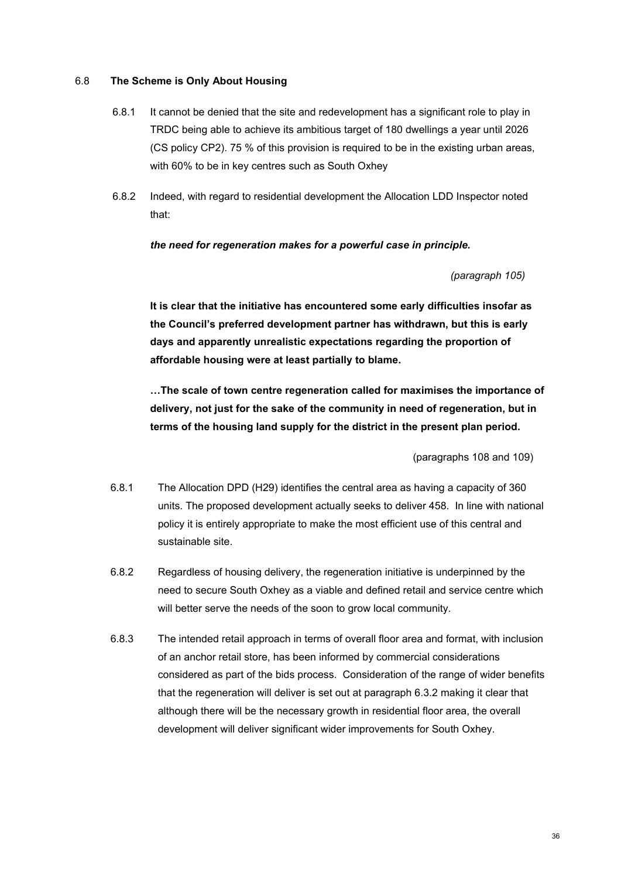### 6.8 The Scheme is Only About Housing

6.8.1 It cannot be denied that the site and redevelopment has a significant role to play in TRDC being able to achieve its ambitious target of 180 dwellings a year until 2026 (CS policy CP2). 75 % of this provision is required to be in the existing urban areas, with 60% to be in key centres such as South Oxhey

6.8.2 Indeed, with regard to residential development the Allocation LDD Inspector noted that:

***the need for regeneration makes for a powerful case in principle.***

*(paragraph 105)*

**It is clear that the initiative has encountered some early difficulties insofar as the Council's preferred development partner has withdrawn, but this is early days and apparently unrealistic expectations regarding the proportion of affordable housing were at least partially to blame.**

**…The scale of town centre regeneration called for maximises the importance of delivery, not just for the sake of the community in need of regeneration, but in terms of the housing land supply for the district in the present plan period.**

(paragraphs 108 and 109)

6.8.1 The Allocation DPD (H29) identifies the central area as having a capacity of 360 units. The proposed development actually seeks to deliver 458. In line with national policy it is entirely appropriate to make the most efficient use of this central and sustainable site.

6.8.2 Regardless of housing delivery, the regeneration initiative is underpinned by the need to secure South Oxhey as a viable and defined retail and service centre which will better serve the needs of the soon to grow local community.

6.8.3 The intended retail approach in terms of overall floor area and format, with inclusion of an anchor retail store, has been informed by commercial considerations considered as part of the bids process. Consideration of the range of wider benefits that the regeneration will deliver is set out at paragraph 6.3.2 making it clear that although there will be the necessary growth in residential floor area, the overall development will deliver significant wider improvements for South Oxhey.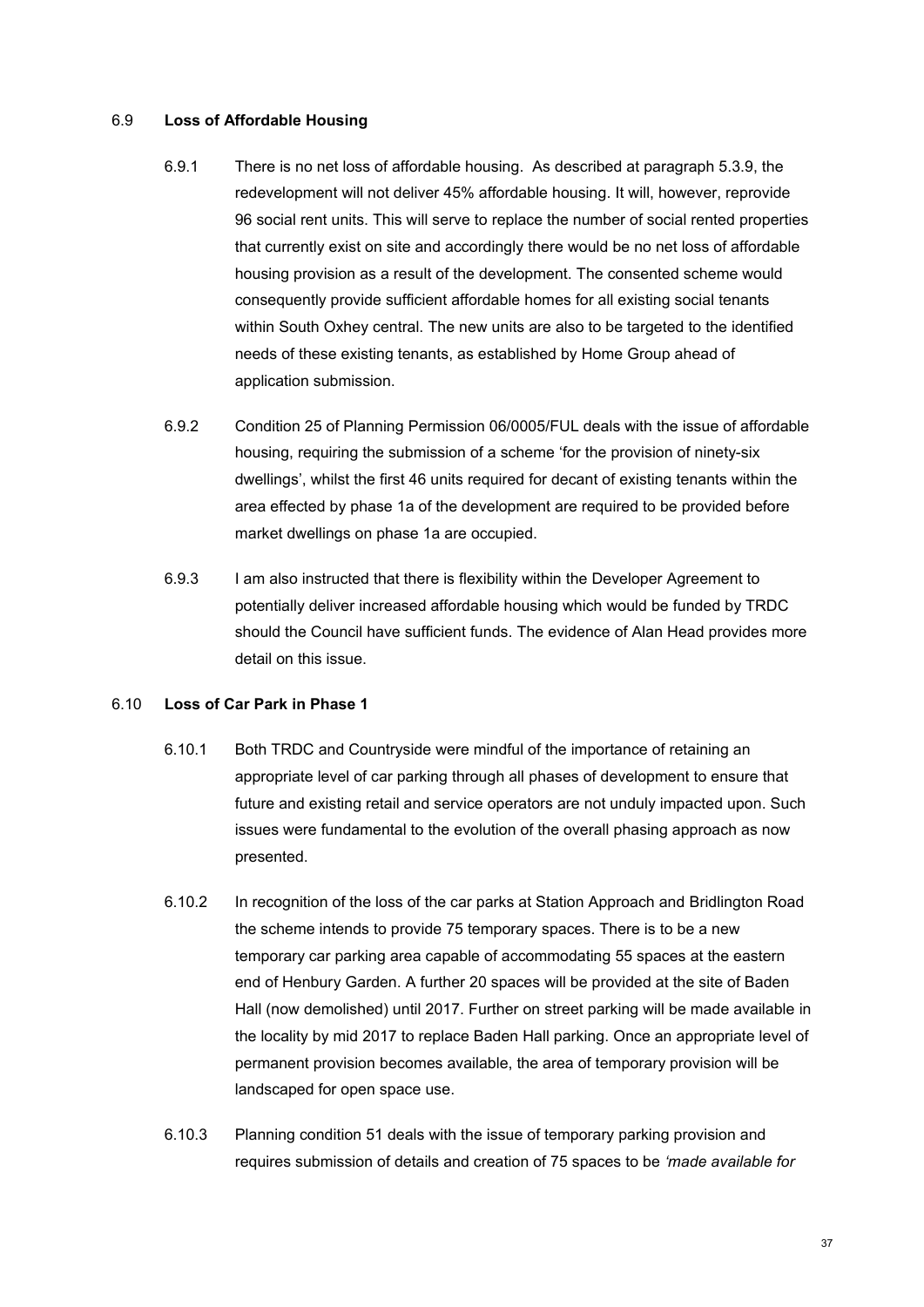## 6.9 **Loss of Affordable Housing**

6.9.1 There is no net loss of affordable housing. As described at paragraph 5.3.9, the redevelopment will not deliver 45% affordable housing. It will, however, reprovide 96 social rent units. This will serve to replace the number of social rented properties that currently exist on site and accordingly there would be no net loss of affordable housing provision as a result of the development. The consented scheme would consequently provide sufficient affordable homes for all existing social tenants within South Oxhey central. The new units are also to be targeted to the identified needs of these existing tenants, as established by Home Group ahead of application submission.

6.9.2 Condition 25 of Planning Permission 06/0005/FUL deals with the issue of affordable housing, requiring the submission of a scheme 'for the provision of ninety-six dwellings', whilst the first 46 units required for decant of existing tenants within the area effected by phase 1a of the development are required to be provided before market dwellings on phase 1a are occupied.

6.9.3 I am also instructed that there is flexibility within the Developer Agreement to potentially deliver increased affordable housing which would be funded by TRDC should the Council have sufficient funds. The evidence of Alan Head provides more detail on this issue.

## 6.10 **Loss of Car Park in Phase 1**

6.10.1 Both TRDC and Countryside were mindful of the importance of retaining an appropriate level of car parking through all phases of development to ensure that future and existing retail and service operators are not unduly impacted upon. Such issues were fundamental to the evolution of the overall phasing approach as now presented.

6.10.2 In recognition of the loss of the car parks at Station Approach and Bridlington Road the scheme intends to provide 75 temporary spaces. There is to be a new temporary car parking area capable of accommodating 55 spaces at the eastern end of Henbury Garden. A further 20 spaces will be provided at the site of Baden Hall (now demolished) until 2017. Further on street parking will be made available in the locality by mid 2017 to replace Baden Hall parking. Once an appropriate level of permanent provision becomes available, the area of temporary provision will be landscaped for open space use.

6.10.3 Planning condition 51 deals with the issue of temporary parking provision and requires submission of details and creation of 75 spaces to be *'made available for*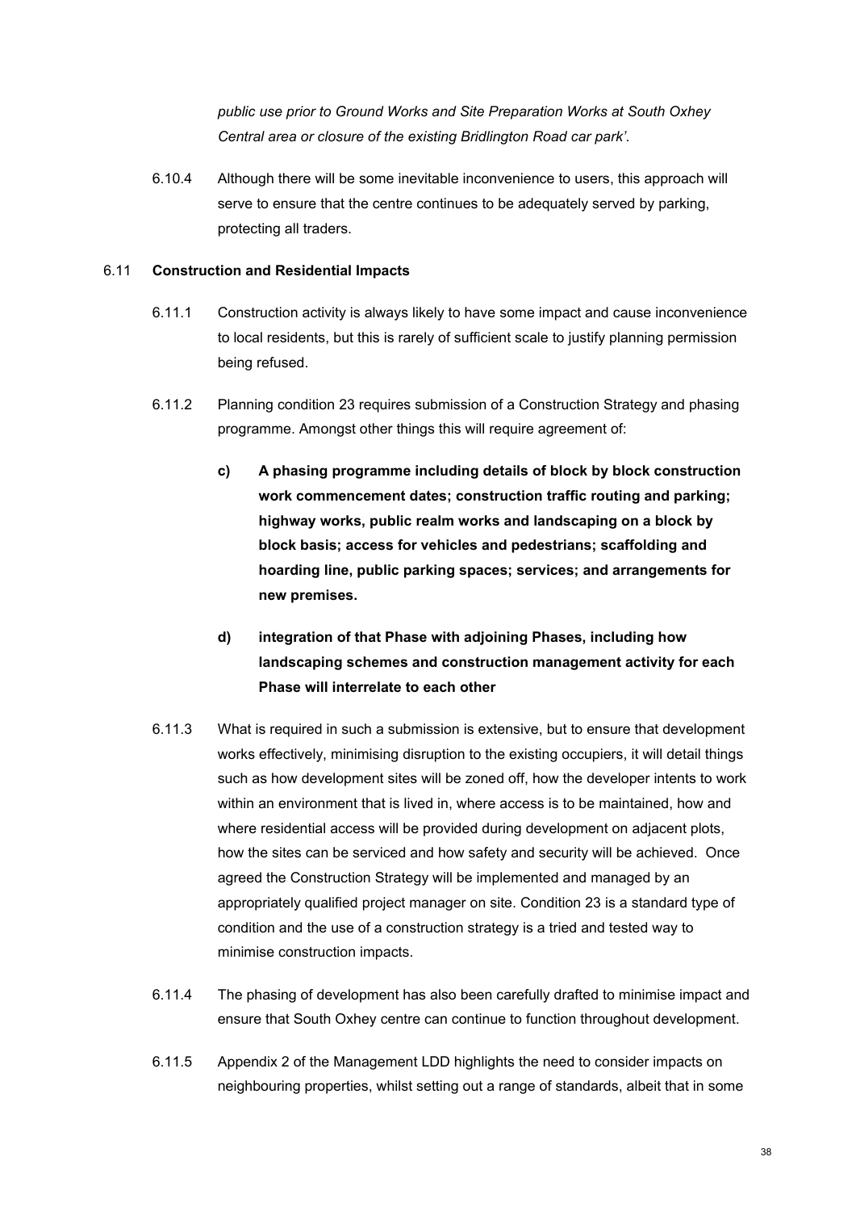*public use prior to Ground Works and Site Preparation Works at South Oxhey Central area or closure of the existing Bridlington Road car park'*.

6.10.4 Although there will be some inevitable inconvenience to users, this approach will serve to ensure that the centre continues to be adequately served by parking, protecting all traders.

## 6.11 Construction and Residential Impacts

6.11.1 Construction activity is always likely to have some impact and cause inconvenience to local residents, but this is rarely of sufficient scale to justify planning permission being refused.

6.11.2 Planning condition 23 requires submission of a Construction Strategy and phasing programme. Amongst other things this will require agreement of:

**c) A phasing programme including details of block by block construction work commencement dates; construction traffic routing and parking; highway works, public realm works and landscaping on a block by block basis; access for vehicles and pedestrians; scaffolding and hoarding line, public parking spaces; services; and arrangements for new premises.**

**d) integration of that Phase with adjoining Phases, including how landscaping schemes and construction management activity for each Phase will interrelate to each other**

6.11.3 What is required in such a submission is extensive, but to ensure that development works effectively, minimising disruption to the existing occupiers, it will detail things such as how development sites will be zoned off, how the developer intents to work within an environment that is lived in, where access is to be maintained, how and where residential access will be provided during development on adjacent plots, how the sites can be serviced and how safety and security will be achieved. Once agreed the Construction Strategy will be implemented and managed by an appropriately qualified project manager on site. Condition 23 is a standard type of condition and the use of a construction strategy is a tried and tested way to minimise construction impacts.

6.11.4 The phasing of development has also been carefully drafted to minimise impact and ensure that South Oxhey centre can continue to function throughout development.

6.11.5 Appendix 2 of the Management LDD highlights the need to consider impacts on neighbouring properties, whilst setting out a range of standards, albeit that in some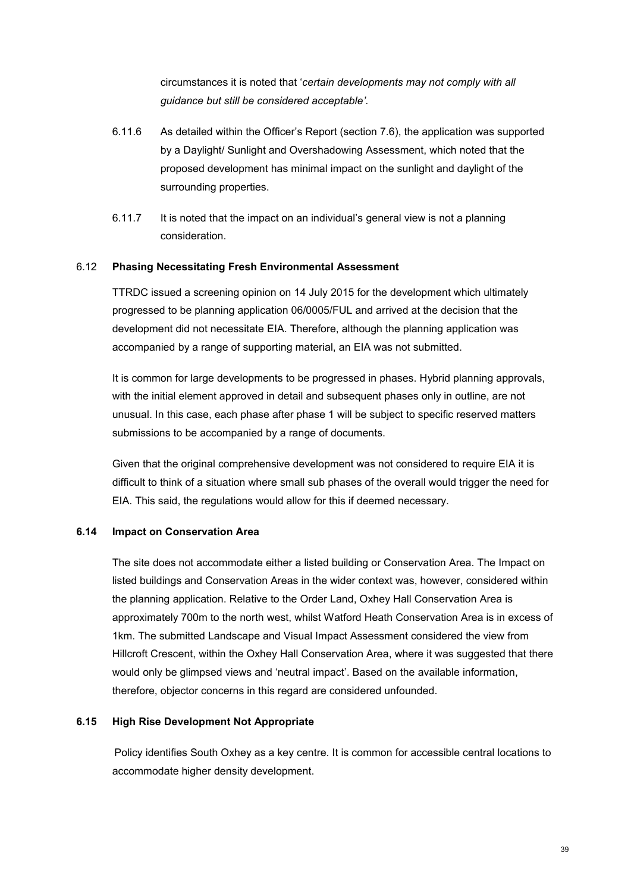circumstances it is noted that '*certain developments may not comply with all guidance but still be considered acceptable'*.

6.11.6 As detailed within the Officer's Report (section 7.6), the application was supported by a Daylight/ Sunlight and Overshadowing Assessment, which noted that the proposed development has minimal impact on the sunlight and daylight of the surrounding properties.

6.11.7 It is noted that the impact on an individual's general view is not a planning consideration.

## 6.12 **Phasing Necessitating Fresh Environmental Assessment**

TTRDC issued a screening opinion on 14 July 2015 for the development which ultimately progressed to be planning application 06/0005/FUL and arrived at the decision that the development did not necessitate EIA. Therefore, although the planning application was accompanied by a range of supporting material, an EIA was not submitted.

It is common for large developments to be progressed in phases. Hybrid planning approvals, with the initial element approved in detail and subsequent phases only in outline, are not unusual. In this case, each phase after phase 1 will be subject to specific reserved matters submissions to be accompanied by a range of documents.

Given that the original comprehensive development was not considered to require EIA it is difficult to think of a situation where small sub phases of the overall would trigger the need for EIA. This said, the regulations would allow for this if deemed necessary.

## **6.14 Impact on Conservation Area**

The site does not accommodate either a listed building or Conservation Area. The Impact on listed buildings and Conservation Areas in the wider context was, however, considered within the planning application. Relative to the Order Land, Oxhey Hall Conservation Area is approximately 700m to the north west, whilst Watford Heath Conservation Area is in excess of 1km. The submitted Landscape and Visual Impact Assessment considered the view from Hillcroft Crescent, within the Oxhey Hall Conservation Area, where it was suggested that there would only be glimpsed views and 'neutral impact'. Based on the available information, therefore, objector concerns in this regard are considered unfounded.

## **6.15 High Rise Development Not Appropriate**

Policy identifies South Oxhey as a key centre. It is common for accessible central locations to accommodate higher density development.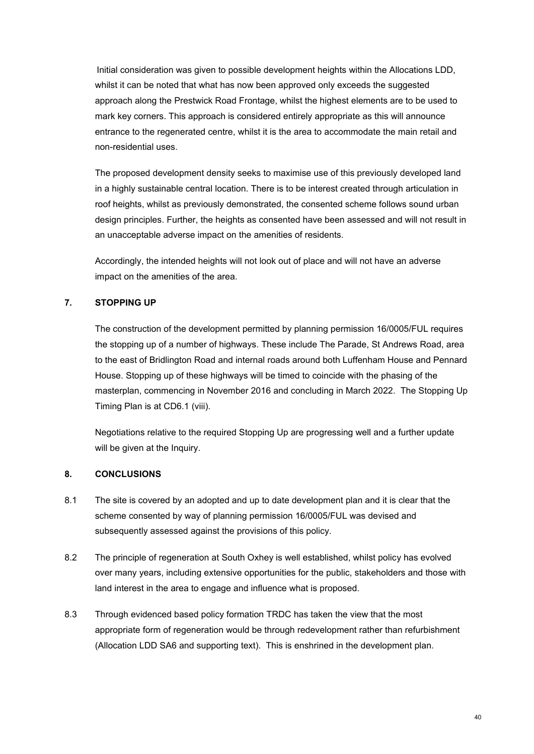Initial consideration was given to possible development heights within the Allocations LDD, whilst it can be noted that what has now been approved only exceeds the suggested approach along the Prestwick Road Frontage, whilst the highest elements are to be used to mark key corners. This approach is considered entirely appropriate as this will announce entrance to the regenerated centre, whilst it is the area to accommodate the main retail and non-residential uses.

The proposed development density seeks to maximise use of this previously developed land in a highly sustainable central location. There is to be interest created through articulation in roof heights, whilst as previously demonstrated, the consented scheme follows sound urban design principles. Further, the heights as consented have been assessed and will not result in an unacceptable adverse impact on the amenities of residents.

Accordingly, the intended heights will not look out of place and will not have an adverse impact on the amenities of the area.

## 7. STOPPING UP

The construction of the development permitted by planning permission 16/0005/FUL requires the stopping up of a number of highways. These include The Parade, St Andrews Road, area to the east of Bridlington Road and internal roads around both Luffenham House and Pennard House. Stopping up of these highways will be timed to coincide with the phasing of the masterplan, commencing in November 2016 and concluding in March 2022. The Stopping Up Timing Plan is at CD6.1 (viii).

Negotiations relative to the required Stopping Up are progressing well and a further update will be given at the Inquiry.

## 8. CONCLUSIONS

8.1 The site is covered by an adopted and up to date development plan and it is clear that the scheme consented by way of planning permission 16/0005/FUL was devised and subsequently assessed against the provisions of this policy.

8.2 The principle of regeneration at South Oxhey is well established, whilst policy has evolved over many years, including extensive opportunities for the public, stakeholders and those with land interest in the area to engage and influence what is proposed.

8.3 Through evidenced based policy formation TRDC has taken the view that the most appropriate form of regeneration would be through redevelopment rather than refurbishment (Allocation LDD SA6 and supporting text). This is enshrined in the development plan.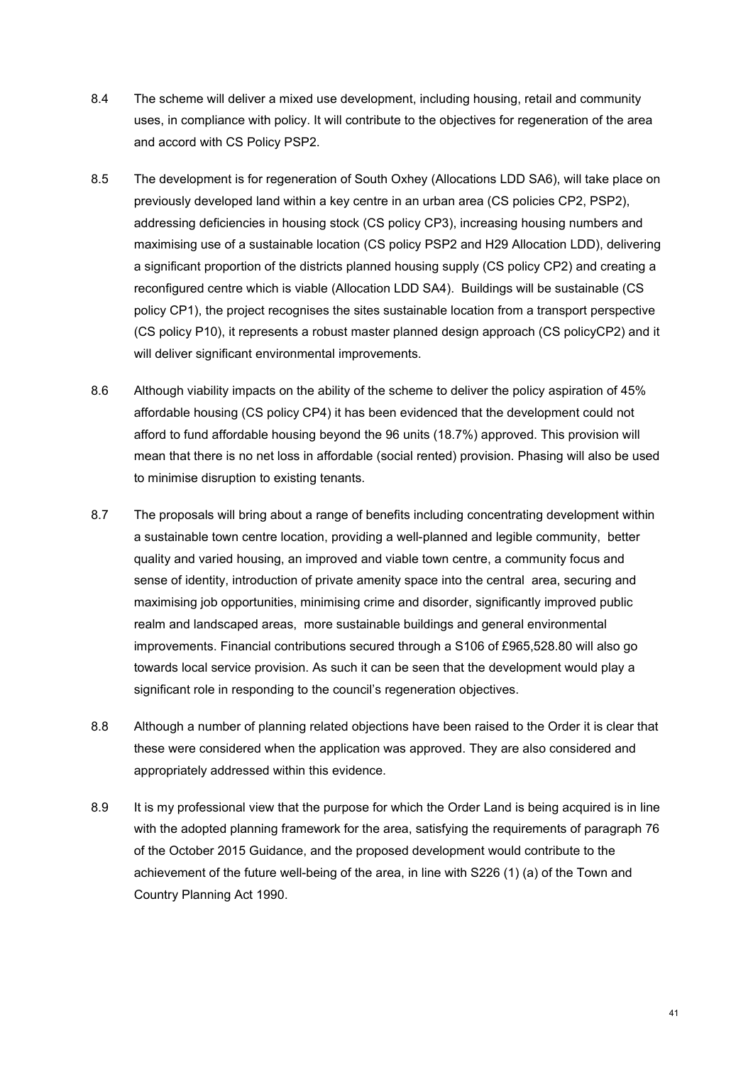8.4 The scheme will deliver a mixed use development, including housing, retail and community uses, in compliance with policy. It will contribute to the objectives for regeneration of the area and accord with CS Policy PSP2.

8.5 The development is for regeneration of South Oxhey (Allocations LDD SA6), will take place on previously developed land within a key centre in an urban area (CS policies CP2, PSP2), addressing deficiencies in housing stock (CS policy CP3), increasing housing numbers and maximising use of a sustainable location (CS policy PSP2 and H29 Allocation LDD), delivering a significant proportion of the districts planned housing supply (CS policy CP2) and creating a reconfigured centre which is viable (Allocation LDD SA4). Buildings will be sustainable (CS policy CP1), the project recognises the sites sustainable location from a transport perspective (CS policy P10), it represents a robust master planned design approach (CS policyCP2) and it will deliver significant environmental improvements.

8.6 Although viability impacts on the ability of the scheme to deliver the policy aspiration of 45% affordable housing (CS policy CP4) it has been evidenced that the development could not afford to fund affordable housing beyond the 96 units (18.7%) approved. This provision will mean that there is no net loss in affordable (social rented) provision. Phasing will also be used to minimise disruption to existing tenants.

8.7 The proposals will bring about a range of benefits including concentrating development within a sustainable town centre location, providing a well-planned and legible community, better quality and varied housing, an improved and viable town centre, a community focus and sense of identity, introduction of private amenity space into the central area, securing and maximising job opportunities, minimising crime and disorder, significantly improved public realm and landscaped areas, more sustainable buildings and general environmental improvements. Financial contributions secured through a S106 of £965,528.80 will also go towards local service provision. As such it can be seen that the development would play a significant role in responding to the council's regeneration objectives.

8.8 Although a number of planning related objections have been raised to the Order it is clear that these were considered when the application was approved. They are also considered and appropriately addressed within this evidence.

8.9 It is my professional view that the purpose for which the Order Land is being acquired is in line with the adopted planning framework for the area, satisfying the requirements of paragraph 76 of the October 2015 Guidance, and the proposed development would contribute to the achievement of the future well-being of the area, in line with S226 (1) (a) of the Town and Country Planning Act 1990.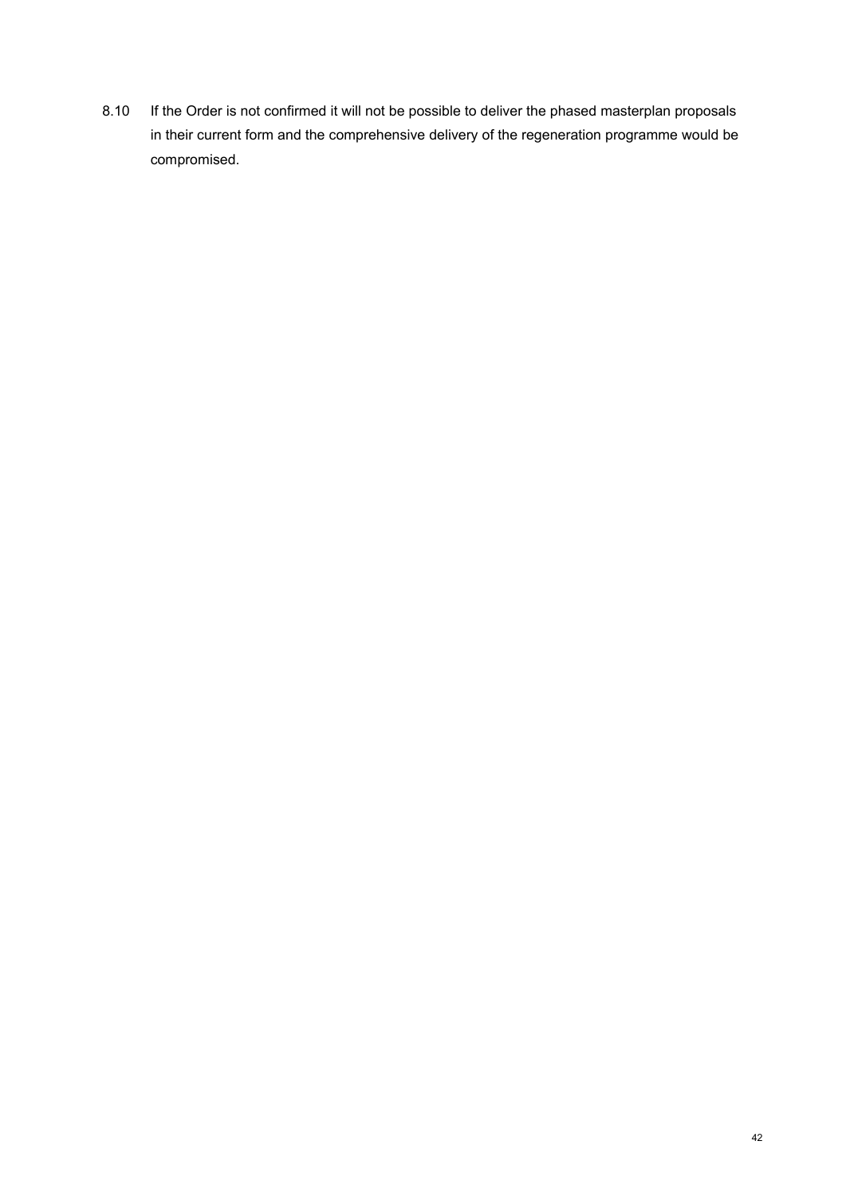8.10 If the Order is not confirmed it will not be possible to deliver the phased masterplan proposals in their current form and the comprehensive delivery of the regeneration programme would be compromised.